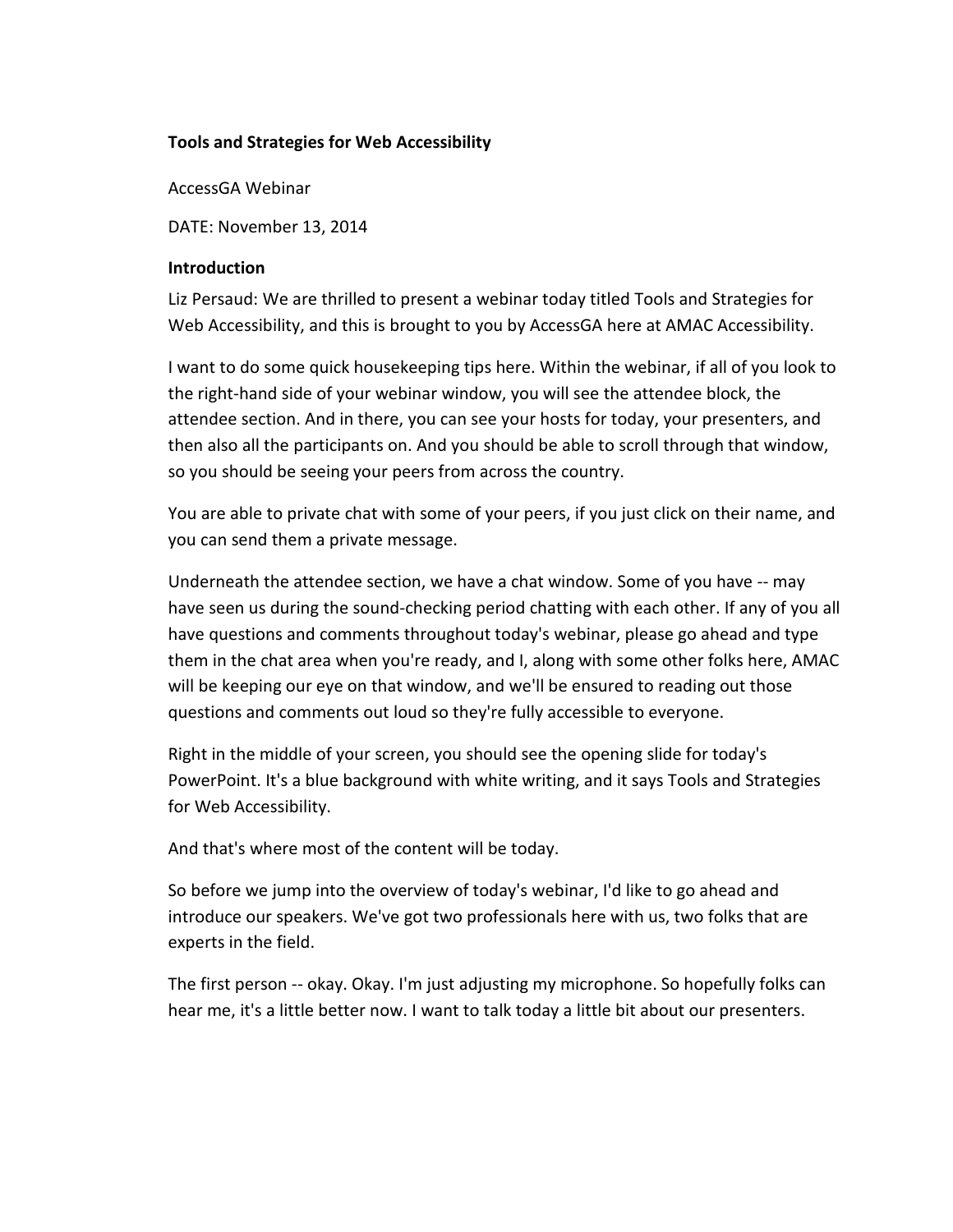**Tools and Strategies for Web Accessibility**

AccessGA Webinar

DATE: November 13, 2014

**Introduction**

Liz Persaud: We are thrilled to present a webinar today titled Tools and Strategies for Web Accessibility, and this is brought to you by AccessGA here at AMAC Accessibility.

I want to do some quick housekeeping tips here. Within the webinar, if all of you look to the right-hand side of your webinar window, you will see the attendee block, the attendee section. And in there, you can see your hosts for today, your presenters, and then also all the participants on. And you should be able to scroll through that window, so you should be seeing your peers from across the country.

You are able to private chat with some of your peers, if you just click on their name, and you can send them a private message.

Underneath the attendee section, we have a chat window. Some of you have -- may have seen us during the sound-checking period chatting with each other. If any of you all have questions and comments throughout today's webinar, please go ahead and type them in the chat area when you're ready, and I, along with some other folks here, AMAC will be keeping our eye on that window, and we'll be ensured to reading out those questions and comments out loud so they're fully accessible to everyone.

Right in the middle of your screen, you should see the opening slide for today's PowerPoint. It's a blue background with white writing, and it says Tools and Strategies for Web Accessibility.

And that's where most of the content will be today.

So before we jump into the overview of today's webinar, I'd like to go ahead and introduce our speakers. We've got two professionals here with us, two folks that are experts in the field.

The first person -- okay. Okay. I'm just adjusting my microphone. So hopefully folks can hear me, it's a little better now. I want to talk today a little bit about our presenters.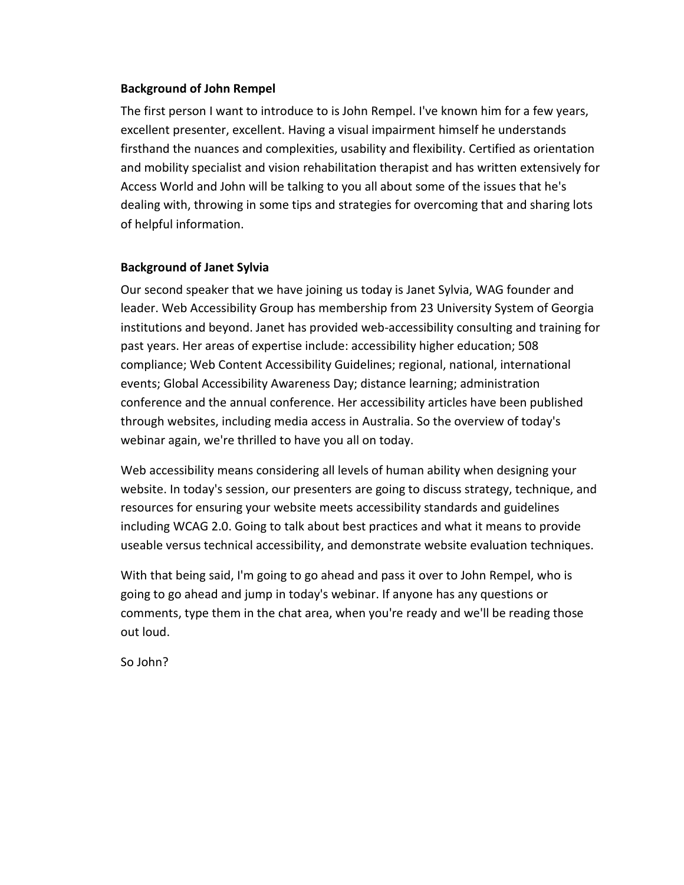**Background of John Rempel**

The first person I want to introduce to is John Rempel. I've known him for a few years, excellent presenter, excellent. Having a visual impairment himself he understands firsthand the nuances and complexities, usability and flexibility. Certified as orientation and mobility specialist and vision rehabilitation therapist and has written extensively for Access World and John will be talking to you all about some of the issues that he's dealing with, throwing in some tips and strategies for overcoming that and sharing lots of helpful information.

**Background of Janet Sylvia**

Our second speaker that we have joining us today is Janet Sylvia, WAG founder and leader. Web Accessibility Group has membership from 23 University System of Georgia institutions and beyond. Janet has provided web-accessibility consulting and training for past years. Her areas of expertise include: accessibility higher education; 508 compliance; Web Content Accessibility Guidelines; regional, national, international events; Global Accessibility Awareness Day; distance learning; administration conference and the annual conference. Her accessibility articles have been published through websites, including media access in Australia. So the overview of today's webinar again, we're thrilled to have you all on today.

Web accessibility means considering all levels of human ability when designing your website. In today's session, our presenters are going to discuss strategy, technique, and resources for ensuring your website meets accessibility standards and guidelines including WCAG 2.0. Going to talk about best practices and what it means to provide useable versus technical accessibility, and demonstrate website evaluation techniques.

With that being said, I'm going to go ahead and pass it over to John Rempel, who is going to go ahead and jump in today's webinar. If anyone has any questions or comments, type them in the chat area, when you're ready and we'll be reading those out loud.

So John?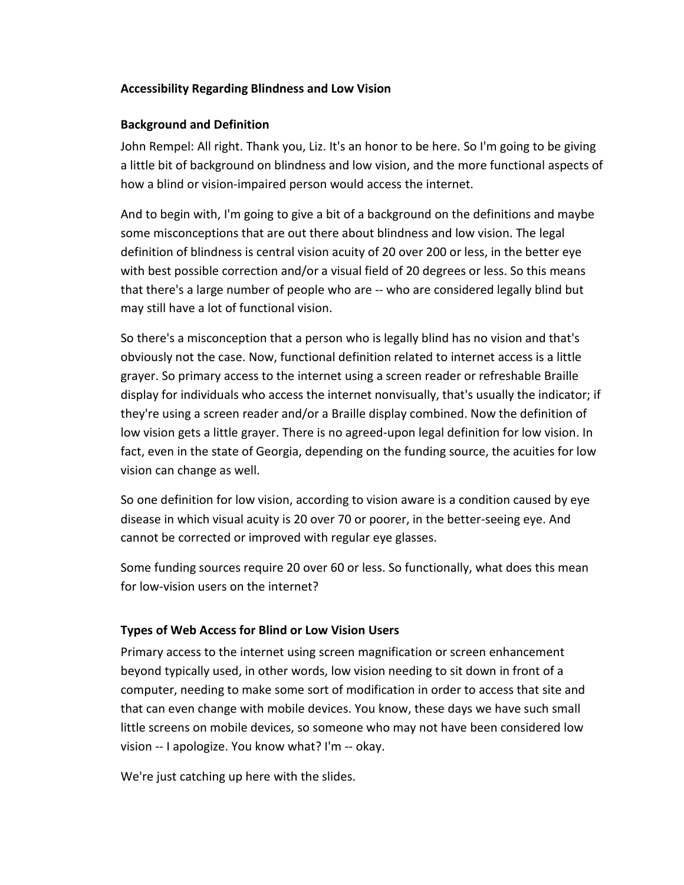**Accessibility Regarding Blindness and Low Vision**

**Background and Definition**

John Rempel: All right. Thank you, Liz. It's an honor to be here. So I'm going to be giving a little bit of background on blindness and low vision, and the more functional aspects of how a blind or vision-impaired person would access the internet.

And to begin with, I'm going to give a bit of a background on the definitions and maybe some misconceptions that are out there about blindness and low vision. The legal definition of blindness is central vision acuity of 20 over 200 or less, in the better eye with best possible correction and/or a visual field of 20 degrees or less. So this means that there's a large number of people who are -- who are considered legally blind but may still have a lot of functional vision.

So there's a misconception that a person who is legally blind has no vision and that's obviously not the case. Now, functional definition related to internet access is a little grayer. So primary access to the internet using a screen reader or refreshable Braille display for individuals who access the internet nonvisually, that's usually the indicator; if they're using a screen reader and/or a Braille display combined. Now the definition of low vision gets a little grayer. There is no agreed-upon legal definition for low vision. In fact, even in the state of Georgia, depending on the funding source, the acuities for low vision can change as well.

So one definition for low vision, according to vision aware is a condition caused by eye disease in which visual acuity is 20 over 70 or poorer, in the better-seeing eye. And cannot be corrected or improved with regular eye glasses.

Some funding sources require 20 over 60 or less. So functionally, what does this mean for low-vision users on the internet?

**Types of Web Access for Blind or Low Vision Users**

Primary access to the internet using screen magnification or screen enhancement beyond typically used, in other words, low vision needing to sit down in front of a computer, needing to make some sort of modification in order to access that site and that can even change with mobile devices. You know, these days we have such small little screens on mobile devices, so someone who may not have been considered low vision -- I apologize. You know what? I'm -- okay.

We're just catching up here with the slides.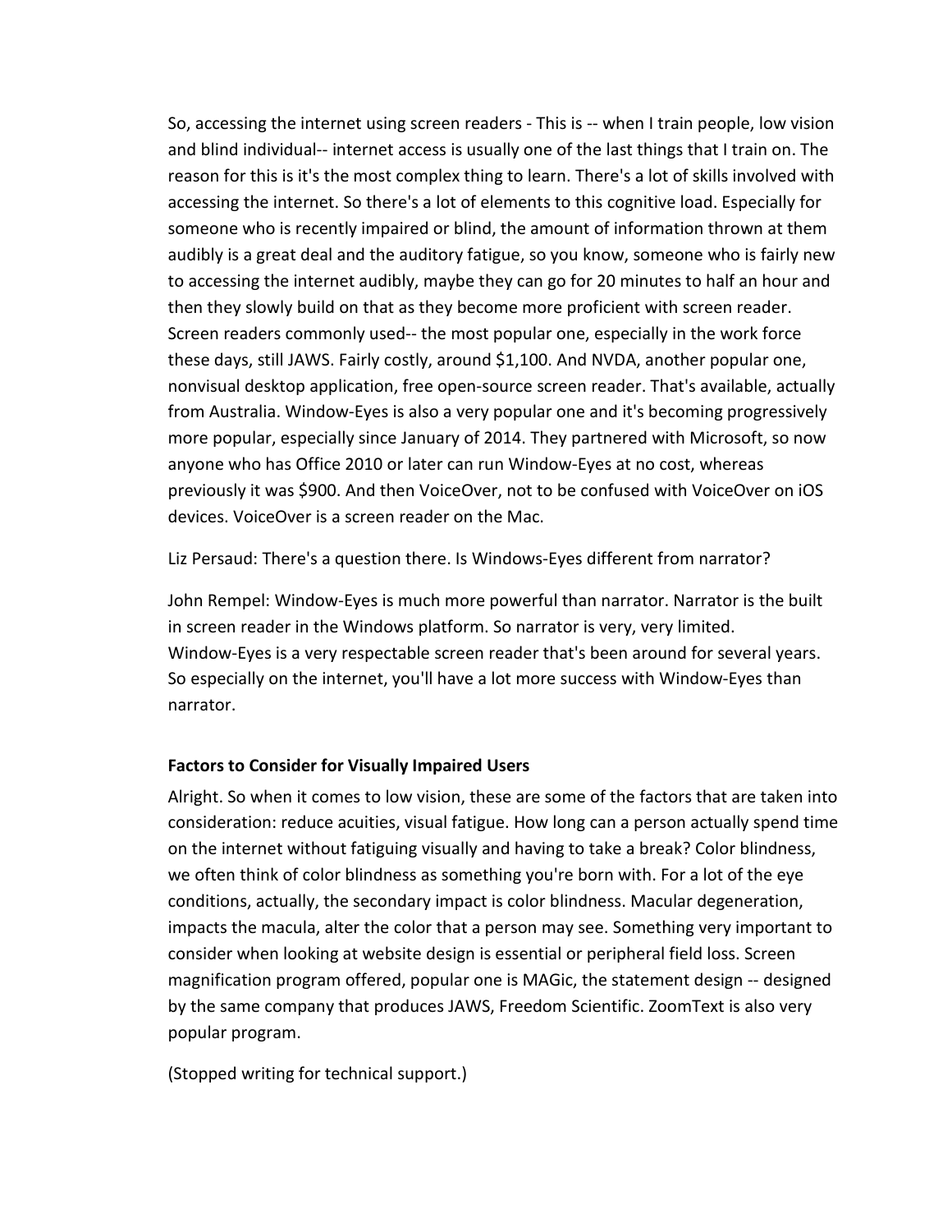So, accessing the internet using screen readers - This is -- when I train people, low vision and blind individual-- internet access is usually one of the last things that I train on. The reason for this is it's the most complex thing to learn. There's a lot of skills involved with accessing the internet. So there's a lot of elements to this cognitive load. Especially for someone who is recently impaired or blind, the amount of information thrown at them audibly is a great deal and the auditory fatigue, so you know, someone who is fairly new to accessing the internet audibly, maybe they can go for 20 minutes to half an hour and then they slowly build on that as they become more proficient with screen reader. Screen readers commonly used-- the most popular one, especially in the work force these days, still JAWS. Fairly costly, around $1,100. And NVDA, another popular one, nonvisual desktop application, free open-source screen reader. That's available, actually from Australia. Window-Eyes is also a very popular one and it's becoming progressively more popular, especially since January of 2014. They partnered with Microsoft, so now anyone who has Office 2010 or later can run Window-Eyes at no cost, whereas previously it was $900. And then VoiceOver, not to be confused with VoiceOver on iOS devices. VoiceOver is a screen reader on the Mac.

Liz Persaud: There's a question there. Is Windows-Eyes different from narrator?

John Rempel: Window-Eyes is much more powerful than narrator. Narrator is the built in screen reader in the Windows platform. So narrator is very, very limited. Window-Eyes is a very respectable screen reader that's been around for several years. So especially on the internet, you'll have a lot more success with Window-Eyes than narrator.

**Factors to Consider for Visually Impaired Users**

Alright. So when it comes to low vision, these are some of the factors that are taken into consideration: reduce acuities, visual fatigue. How long can a person actually spend time on the internet without fatiguing visually and having to take a break? Color blindness, we often think of color blindness as something you're born with. For a lot of the eye conditions, actually, the secondary impact is color blindness. Macular degeneration, impacts the macula, alter the color that a person may see. Something very important to consider when looking at website design is essential or peripheral field loss. Screen magnification program offered, popular one is MAGic, the statement design -- designed by the same company that produces JAWS, Freedom Scientific. ZoomText is also very popular program.

(Stopped writing for technical support.)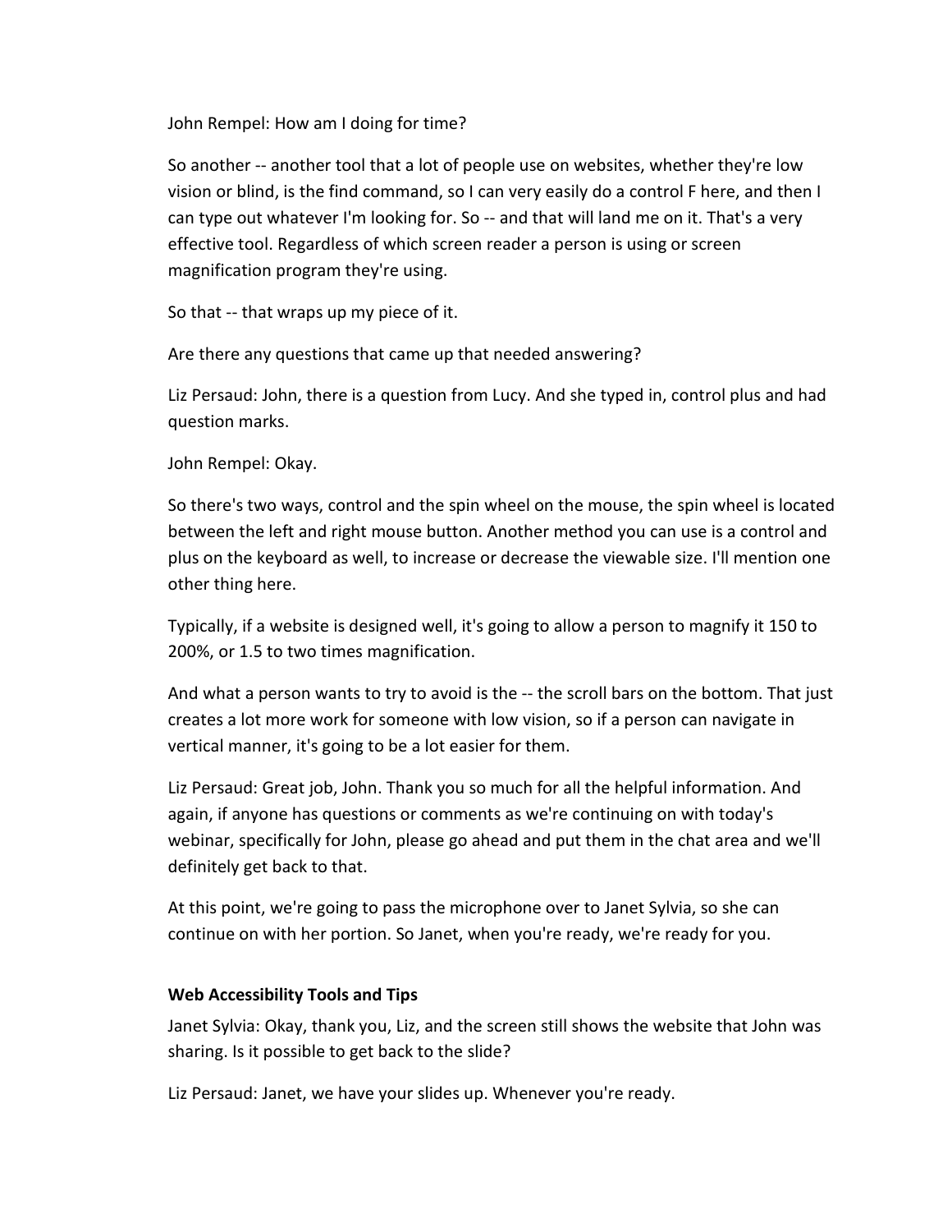John Rempel: How am I doing for time?

So another -- another tool that a lot of people use on websites, whether they're low vision or blind, is the find command, so I can very easily do a control F here, and then I can type out whatever I'm looking for. So -- and that will land me on it. That's a very effective tool. Regardless of which screen reader a person is using or screen magnification program they're using.

So that -- that wraps up my piece of it.

Are there any questions that came up that needed answering?

Liz Persaud: John, there is a question from Lucy. And she typed in, control plus and had question marks.

John Rempel: Okay.

So there's two ways, control and the spin wheel on the mouse, the spin wheel is located between the left and right mouse button. Another method you can use is a control and plus on the keyboard as well, to increase or decrease the viewable size. I'll mention one other thing here.

Typically, if a website is designed well, it's going to allow a person to magnify it 150 to 200%, or 1.5 to two times magnification.

And what a person wants to try to avoid is the -- the scroll bars on the bottom. That just creates a lot more work for someone with low vision, so if a person can navigate in vertical manner, it's going to be a lot easier for them.

Liz Persaud: Great job, John. Thank you so much for all the helpful information. And again, if anyone has questions or comments as we're continuing on with today's webinar, specifically for John, please go ahead and put them in the chat area and we'll definitely get back to that.

At this point, we're going to pass the microphone over to Janet Sylvia, so she can continue on with her portion. So Janet, when you're ready, we're ready for you.

**Web Accessibility Tools and Tips**

Janet Sylvia: Okay, thank you, Liz, and the screen still shows the website that John was sharing. Is it possible to get back to the slide?

Liz Persaud: Janet, we have your slides up. Whenever you're ready.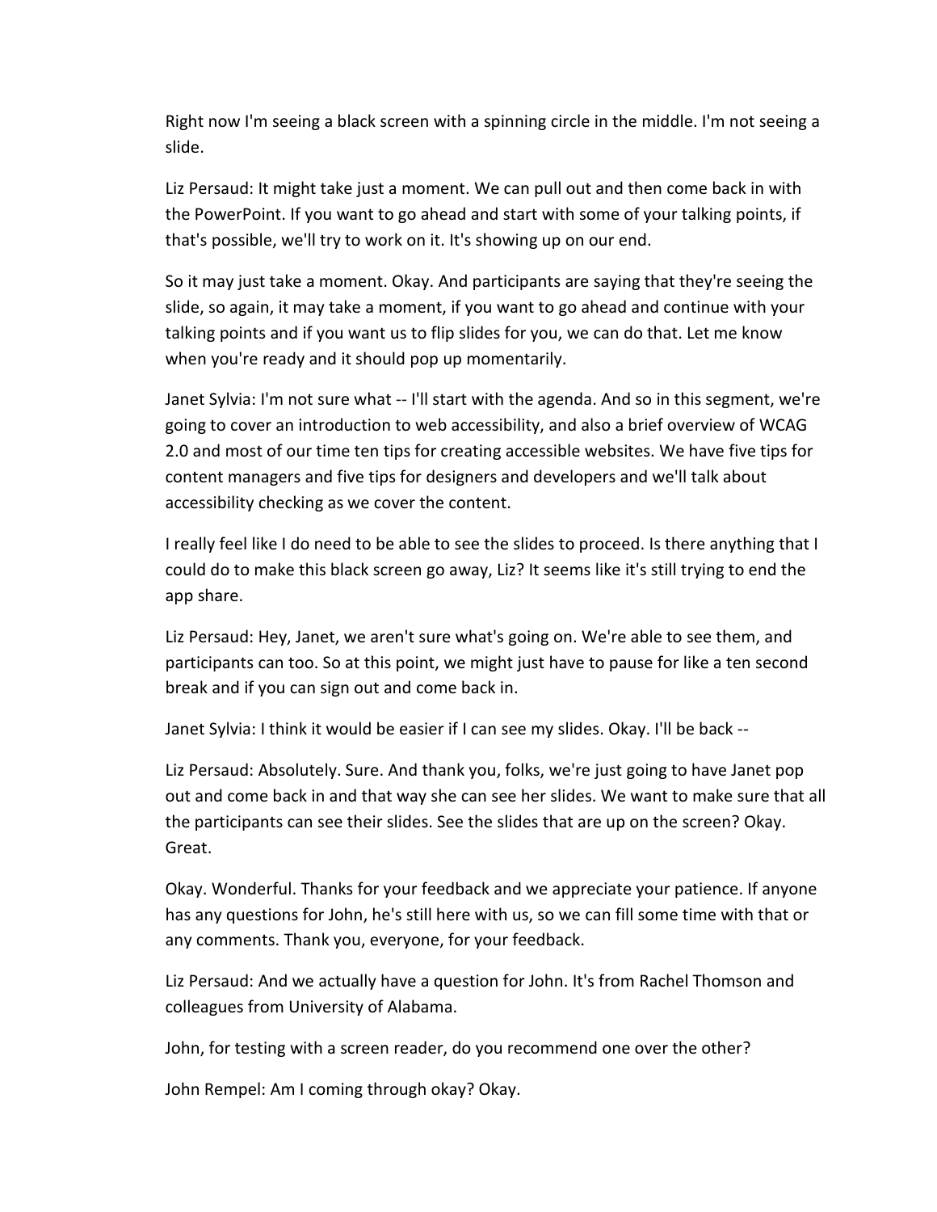Right now I'm seeing a black screen with a spinning circle in the middle. I'm not seeing a slide.

Liz Persaud: It might take just a moment. We can pull out and then come back in with the PowerPoint. If you want to go ahead and start with some of your talking points, if that's possible, we'll try to work on it. It's showing up on our end.

So it may just take a moment. Okay. And participants are saying that they're seeing the slide, so again, it may take a moment, if you want to go ahead and continue with your talking points and if you want us to flip slides for you, we can do that. Let me know when you're ready and it should pop up momentarily.

Janet Sylvia: I'm not sure what -- I'll start with the agenda. And so in this segment, we're going to cover an introduction to web accessibility, and also a brief overview of WCAG 2.0 and most of our time ten tips for creating accessible websites. We have five tips for content managers and five tips for designers and developers and we'll talk about accessibility checking as we cover the content.

I really feel like I do need to be able to see the slides to proceed. Is there anything that I could do to make this black screen go away, Liz? It seems like it's still trying to end the app share.

Liz Persaud: Hey, Janet, we aren't sure what's going on. We're able to see them, and participants can too. So at this point, we might just have to pause for like a ten second break and if you can sign out and come back in.

Janet Sylvia: I think it would be easier if I can see my slides. Okay. I'll be back --

Liz Persaud: Absolutely. Sure. And thank you, folks, we're just going to have Janet pop out and come back in and that way she can see her slides. We want to make sure that all the participants can see their slides. See the slides that are up on the screen? Okay. Great.

Okay. Wonderful. Thanks for your feedback and we appreciate your patience. If anyone has any questions for John, he's still here with us, so we can fill some time with that or any comments. Thank you, everyone, for your feedback.

Liz Persaud: And we actually have a question for John. It's from Rachel Thomson and colleagues from University of Alabama.

John, for testing with a screen reader, do you recommend one over the other?

John Rempel: Am I coming through okay? Okay.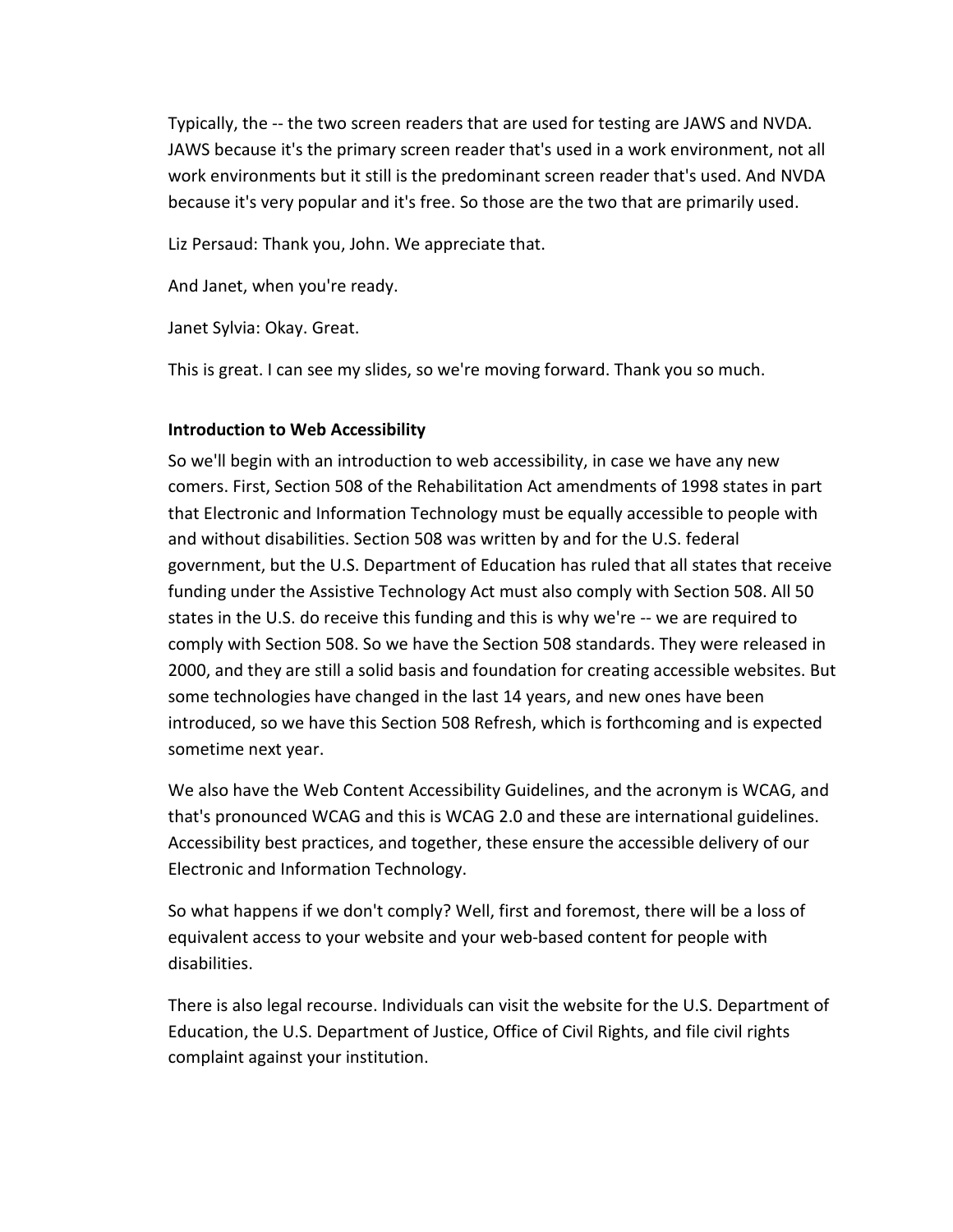Typically, the -- the two screen readers that are used for testing are JAWS and NVDA. JAWS because it's the primary screen reader that's used in a work environment, not all work environments but it still is the predominant screen reader that's used. And NVDA because it's very popular and it's free. So those are the two that are primarily used.

Liz Persaud: Thank you, John. We appreciate that.

And Janet, when you're ready.

Janet Sylvia: Okay. Great.

This is great. I can see my slides, so we're moving forward. Thank you so much.

**Introduction to Web Accessibility**

So we'll begin with an introduction to web accessibility, in case we have any new comers. First, Section 508 of the Rehabilitation Act amendments of 1998 states in part that Electronic and Information Technology must be equally accessible to people with and without disabilities. Section 508 was written by and for the U.S. federal government, but the U.S. Department of Education has ruled that all states that receive funding under the Assistive Technology Act must also comply with Section 508. All 50 states in the U.S. do receive this funding and this is why we're -- we are required to comply with Section 508. So we have the Section 508 standards. They were released in 2000, and they are still a solid basis and foundation for creating accessible websites. But some technologies have changed in the last 14 years, and new ones have been introduced, so we have this Section 508 Refresh, which is forthcoming and is expected sometime next year.

We also have the Web Content Accessibility Guidelines, and the acronym is WCAG, and that's pronounced WCAG and this is WCAG 2.0 and these are international guidelines. Accessibility best practices, and together, these ensure the accessible delivery of our Electronic and Information Technology.

So what happens if we don't comply? Well, first and foremost, there will be a loss of equivalent access to your website and your web-based content for people with disabilities.

There is also legal recourse. Individuals can visit the website for the U.S. Department of Education, the U.S. Department of Justice, Office of Civil Rights, and file civil rights complaint against your institution.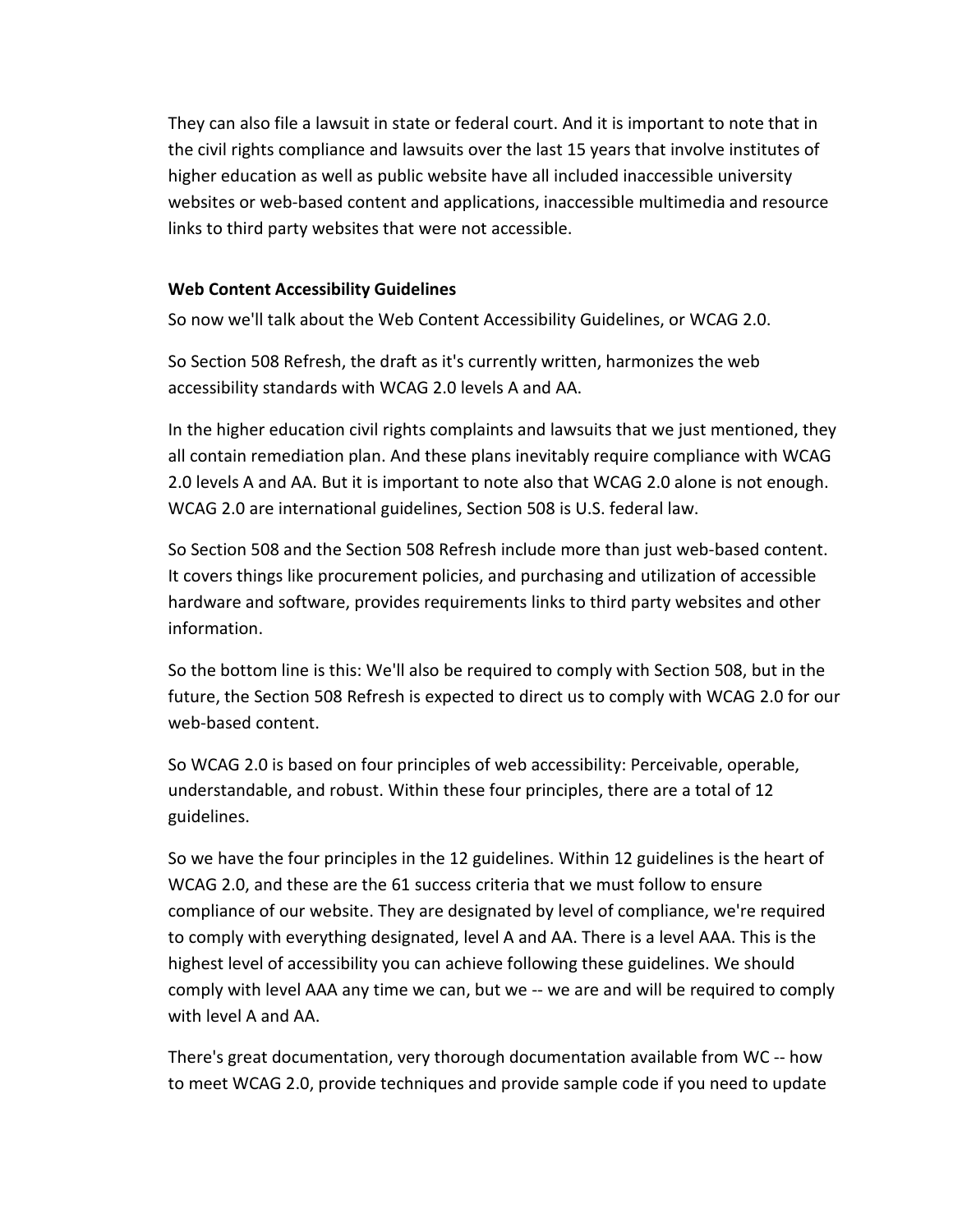They can also file a lawsuit in state or federal court. And it is important to note that in the civil rights compliance and lawsuits over the last 15 years that involve institutes of higher education as well as public website have all included inaccessible university websites or web-based content and applications, inaccessible multimedia and resource links to third party websites that were not accessible.

**Web Content Accessibility Guidelines**

So now we'll talk about the Web Content Accessibility Guidelines, or WCAG 2.0.

So Section 508 Refresh, the draft as it's currently written, harmonizes the web accessibility standards with WCAG 2.0 levels A and AA.

In the higher education civil rights complaints and lawsuits that we just mentioned, they all contain remediation plan. And these plans inevitably require compliance with WCAG 2.0 levels A and AA. But it is important to note also that WCAG 2.0 alone is not enough. WCAG 2.0 are international guidelines, Section 508 is U.S. federal law.

So Section 508 and the Section 508 Refresh include more than just web-based content. It covers things like procurement policies, and purchasing and utilization of accessible hardware and software, provides requirements links to third party websites and other information.

So the bottom line is this: We'll also be required to comply with Section 508, but in the future, the Section 508 Refresh is expected to direct us to comply with WCAG 2.0 for our web-based content.

So WCAG 2.0 is based on four principles of web accessibility: Perceivable, operable, understandable, and robust. Within these four principles, there are a total of 12 guidelines.

So we have the four principles in the 12 guidelines. Within 12 guidelines is the heart of WCAG 2.0, and these are the 61 success criteria that we must follow to ensure compliance of our website. They are designated by level of compliance, we're required to comply with everything designated, level A and AA. There is a level AAA. This is the highest level of accessibility you can achieve following these guidelines. We should comply with level AAA any time we can, but we -- we are and will be required to comply with level A and AA.

There's great documentation, very thorough documentation available from WC -- how to meet WCAG 2.0, provide techniques and provide sample code if you need to update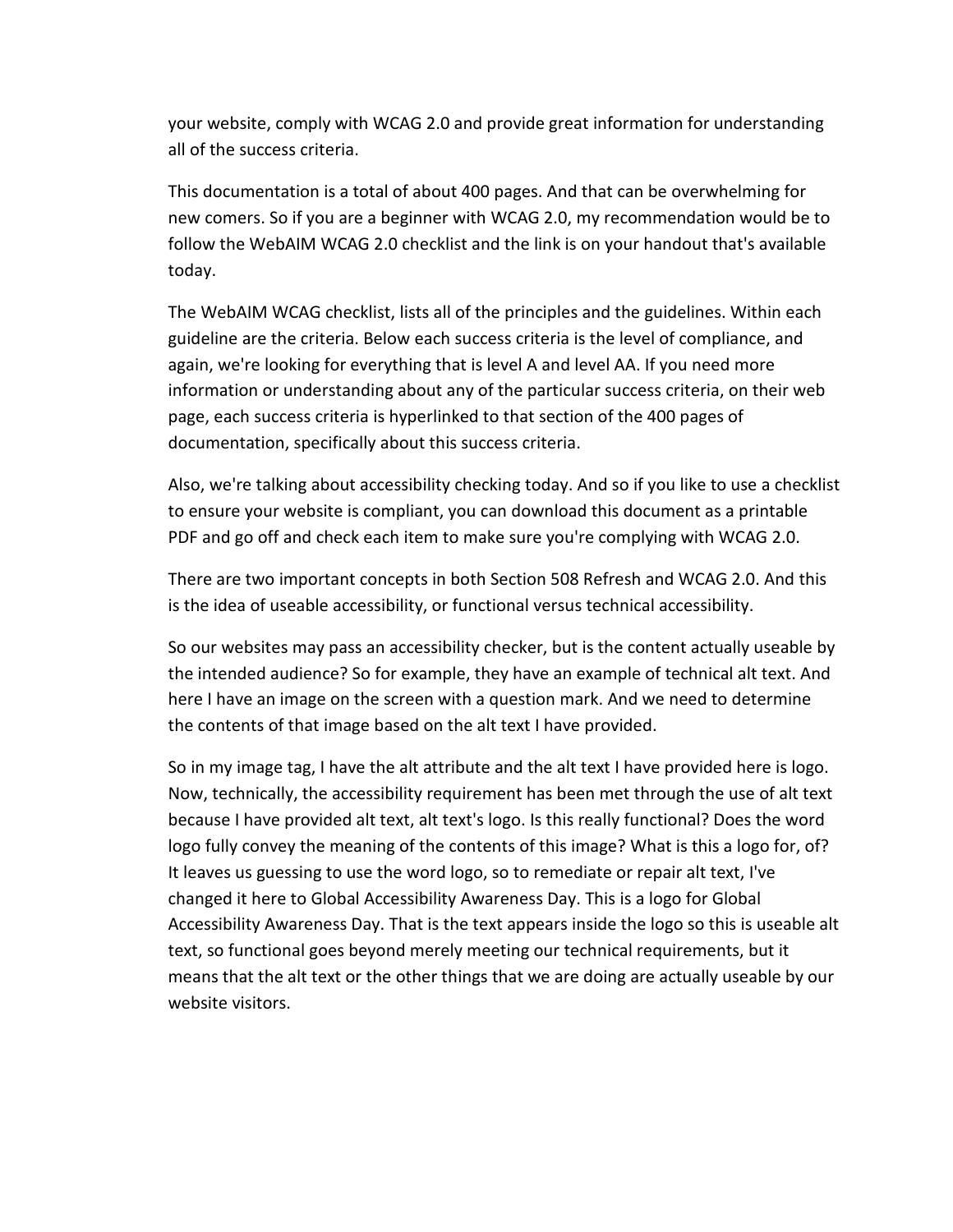your website, comply with WCAG 2.0 and provide great information for understanding all of the success criteria.

This documentation is a total of about 400 pages. And that can be overwhelming for new comers. So if you are a beginner with WCAG 2.0, my recommendation would be to follow the WebAIM WCAG 2.0 checklist and the link is on your handout that's available today.

The WebAIM WCAG checklist, lists all of the principles and the guidelines. Within each guideline are the criteria. Below each success criteria is the level of compliance, and again, we're looking for everything that is level A and level AA. If you need more information or understanding about any of the particular success criteria, on their web page, each success criteria is hyperlinked to that section of the 400 pages of documentation, specifically about this success criteria.

Also, we're talking about accessibility checking today. And so if you like to use a checklist to ensure your website is compliant, you can download this document as a printable PDF and go off and check each item to make sure you're complying with WCAG 2.0.

There are two important concepts in both Section 508 Refresh and WCAG 2.0. And this is the idea of useable accessibility, or functional versus technical accessibility.

So our websites may pass an accessibility checker, but is the content actually useable by the intended audience? So for example, they have an example of technical alt text. And here I have an image on the screen with a question mark. And we need to determine the contents of that image based on the alt text I have provided.

So in my image tag, I have the alt attribute and the alt text I have provided here is logo. Now, technically, the accessibility requirement has been met through the use of alt text because I have provided alt text, alt text's logo. Is this really functional? Does the word logo fully convey the meaning of the contents of this image? What is this a logo for, of? It leaves us guessing to use the word logo, so to remediate or repair alt text, I've changed it here to Global Accessibility Awareness Day. This is a logo for Global Accessibility Awareness Day. That is the text appears inside the logo so this is useable alt text, so functional goes beyond merely meeting our technical requirements, but it means that the alt text or the other things that we are doing are actually useable by our website visitors.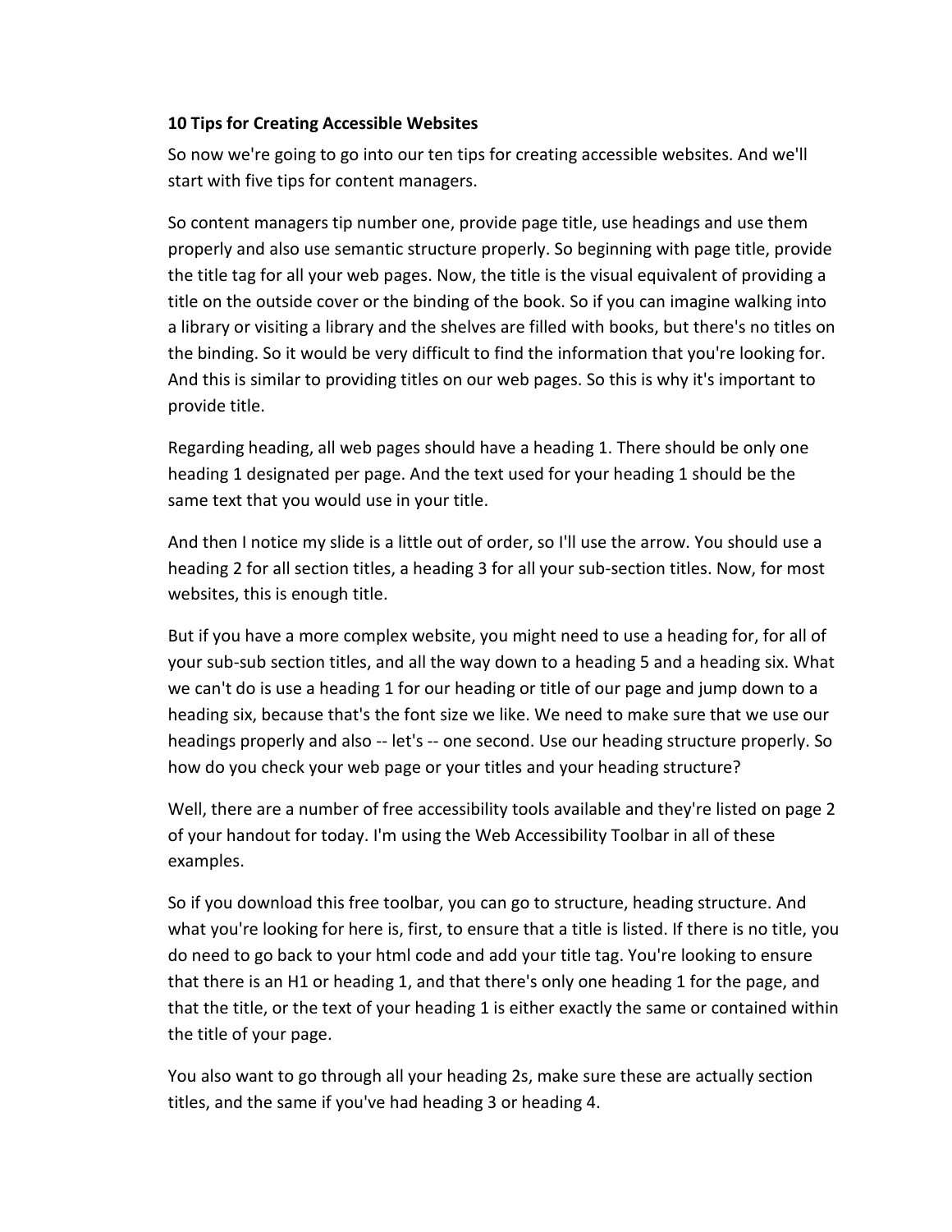**10 Tips for Creating Accessible Websites**

So now we're going to go into our ten tips for creating accessible websites. And we'll start with five tips for content managers.

So content managers tip number one, provide page title, use headings and use them properly and also use semantic structure properly. So beginning with page title, provide the title tag for all your web pages. Now, the title is the visual equivalent of providing a title on the outside cover or the binding of the book. So if you can imagine walking into a library or visiting a library and the shelves are filled with books, but there's no titles on the binding. So it would be very difficult to find the information that you're looking for. And this is similar to providing titles on our web pages. So this is why it's important to provide title.

Regarding heading, all web pages should have a heading 1. There should be only one heading 1 designated per page. And the text used for your heading 1 should be the same text that you would use in your title.

And then I notice my slide is a little out of order, so I'll use the arrow. You should use a heading 2 for all section titles, a heading 3 for all your sub-section titles. Now, for most websites, this is enough title.

But if you have a more complex website, you might need to use a heading for, for all of your sub-sub section titles, and all the way down to a heading 5 and a heading six. What we can't do is use a heading 1 for our heading or title of our page and jump down to a heading six, because that's the font size we like. We need to make sure that we use our headings properly and also -- let's -- one second. Use our heading structure properly. So how do you check your web page or your titles and your heading structure?

Well, there are a number of free accessibility tools available and they're listed on page 2 of your handout for today. I'm using the Web Accessibility Toolbar in all of these examples.

So if you download this free toolbar, you can go to structure, heading structure. And what you're looking for here is, first, to ensure that a title is listed. If there is no title, you do need to go back to your html code and add your title tag. You're looking to ensure that there is an H1 or heading 1, and that there's only one heading 1 for the page, and that the title, or the text of your heading 1 is either exactly the same or contained within the title of your page.

You also want to go through all your heading 2s, make sure these are actually section titles, and the same if you've had heading 3 or heading 4.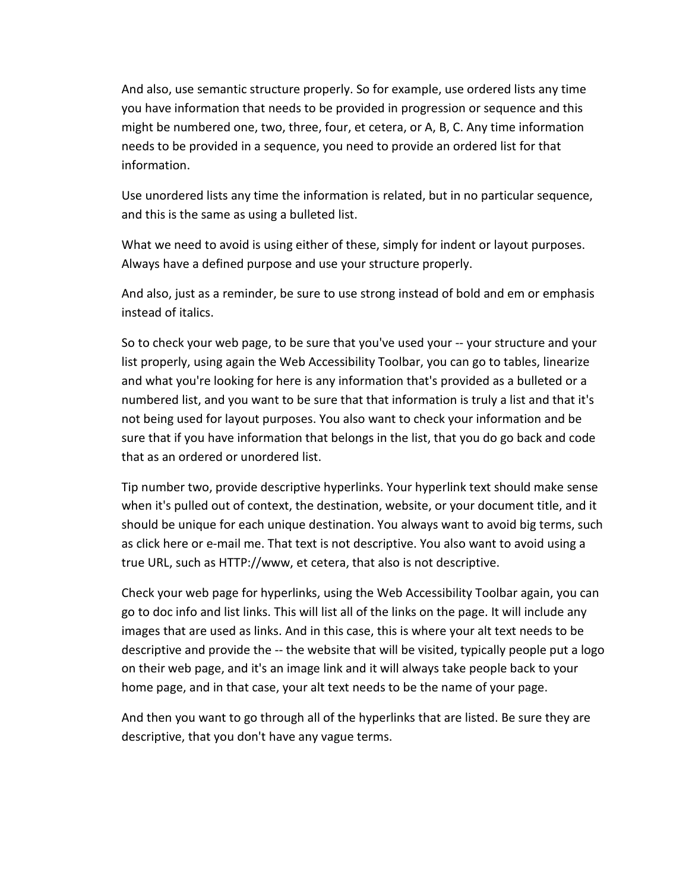And also, use semantic structure properly. So for example, use ordered lists any time you have information that needs to be provided in progression or sequence and this might be numbered one, two, three, four, et cetera, or A, B, C. Any time information needs to be provided in a sequence, you need to provide an ordered list for that information.

Use unordered lists any time the information is related, but in no particular sequence, and this is the same as using a bulleted list.

What we need to avoid is using either of these, simply for indent or layout purposes. Always have a defined purpose and use your structure properly.

And also, just as a reminder, be sure to use strong instead of bold and em or emphasis instead of italics.

So to check your web page, to be sure that you've used your -- your structure and your list properly, using again the Web Accessibility Toolbar, you can go to tables, linearize and what you're looking for here is any information that's provided as a bulleted or a numbered list, and you want to be sure that that information is truly a list and that it's not being used for layout purposes. You also want to check your information and be sure that if you have information that belongs in the list, that you do go back and code that as an ordered or unordered list.

Tip number two, provide descriptive hyperlinks. Your hyperlink text should make sense when it's pulled out of context, the destination, website, or your document title, and it should be unique for each unique destination. You always want to avoid big terms, such as click here or e-mail me. That text is not descriptive. You also want to avoid using a true URL, such as HTTP://www, et cetera, that also is not descriptive.

Check your web page for hyperlinks, using the Web Accessibility Toolbar again, you can go to doc info and list links. This will list all of the links on the page. It will include any images that are used as links. And in this case, this is where your alt text needs to be descriptive and provide the -- the website that will be visited, typically people put a logo on their web page, and it's an image link and it will always take people back to your home page, and in that case, your alt text needs to be the name of your page.

And then you want to go through all of the hyperlinks that are listed. Be sure they are descriptive, that you don't have any vague terms.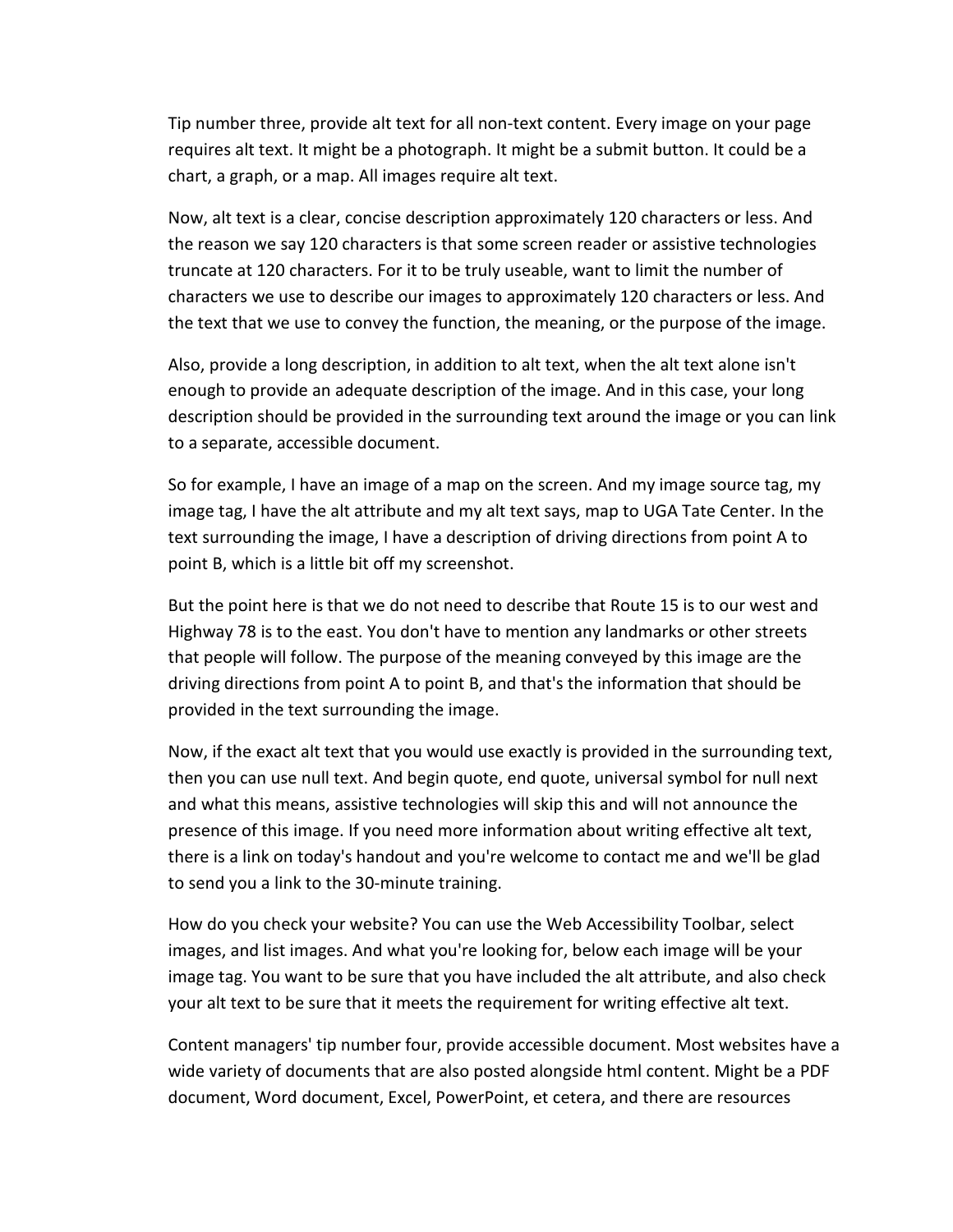Tip number three, provide alt text for all non-text content. Every image on your page requires alt text. It might be a photograph. It might be a submit button. It could be a chart, a graph, or a map. All images require alt text.

Now, alt text is a clear, concise description approximately 120 characters or less. And the reason we say 120 characters is that some screen reader or assistive technologies truncate at 120 characters. For it to be truly useable, want to limit the number of characters we use to describe our images to approximately 120 characters or less. And the text that we use to convey the function, the meaning, or the purpose of the image.

Also, provide a long description, in addition to alt text, when the alt text alone isn't enough to provide an adequate description of the image. And in this case, your long description should be provided in the surrounding text around the image or you can link to a separate, accessible document.

So for example, I have an image of a map on the screen. And my image source tag, my image tag, I have the alt attribute and my alt text says, map to UGA Tate Center. In the text surrounding the image, I have a description of driving directions from point A to point B, which is a little bit off my screenshot.

But the point here is that we do not need to describe that Route 15 is to our west and Highway 78 is to the east. You don't have to mention any landmarks or other streets that people will follow. The purpose of the meaning conveyed by this image are the driving directions from point A to point B, and that's the information that should be provided in the text surrounding the image.

Now, if the exact alt text that you would use exactly is provided in the surrounding text, then you can use null text. And begin quote, end quote, universal symbol for null next and what this means, assistive technologies will skip this and will not announce the presence of this image. If you need more information about writing effective alt text, there is a link on today's handout and you're welcome to contact me and we'll be glad to send you a link to the 30-minute training.

How do you check your website? You can use the Web Accessibility Toolbar, select images, and list images. And what you're looking for, below each image will be your image tag. You want to be sure that you have included the alt attribute, and also check your alt text to be sure that it meets the requirement for writing effective alt text.

Content managers' tip number four, provide accessible document. Most websites have a wide variety of documents that are also posted alongside html content. Might be a PDF document, Word document, Excel, PowerPoint, et cetera, and there are resources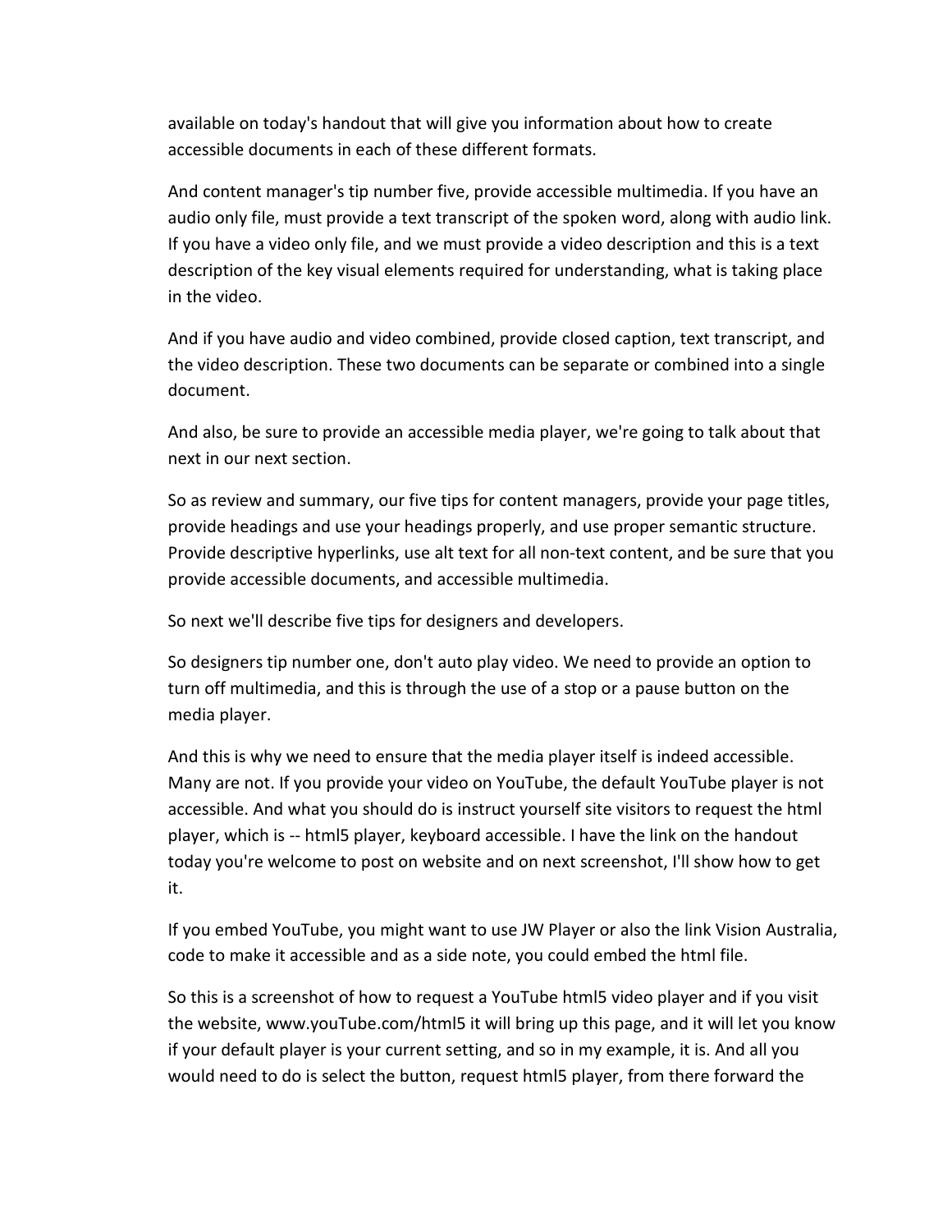available on today's handout that will give you information about how to create accessible documents in each of these different formats.

And content manager's tip number five, provide accessible multimedia. If you have an audio only file, must provide a text transcript of the spoken word, along with audio link. If you have a video only file, and we must provide a video description and this is a text description of the key visual elements required for understanding, what is taking place in the video.

And if you have audio and video combined, provide closed caption, text transcript, and the video description. These two documents can be separate or combined into a single document.

And also, be sure to provide an accessible media player, we're going to talk about that next in our next section.

So as review and summary, our five tips for content managers, provide your page titles, provide headings and use your headings properly, and use proper semantic structure. Provide descriptive hyperlinks, use alt text for all non-text content, and be sure that you provide accessible documents, and accessible multimedia.

So next we'll describe five tips for designers and developers.

So designers tip number one, don't auto play video. We need to provide an option to turn off multimedia, and this is through the use of a stop or a pause button on the media player.

And this is why we need to ensure that the media player itself is indeed accessible. Many are not. If you provide your video on YouTube, the default YouTube player is not accessible. And what you should do is instruct yourself site visitors to request the html player, which is -- html5 player, keyboard accessible. I have the link on the handout today you're welcome to post on website and on next screenshot, I'll show how to get it.

If you embed YouTube, you might want to use JW Player or also the link Vision Australia, code to make it accessible and as a side note, you could embed the html file.

So this is a screenshot of how to request a YouTube html5 video player and if you visit the website, www.youTube.com/html5 it will bring up this page, and it will let you know if your default player is your current setting, and so in my example, it is. And all you would need to do is select the button, request html5 player, from there forward the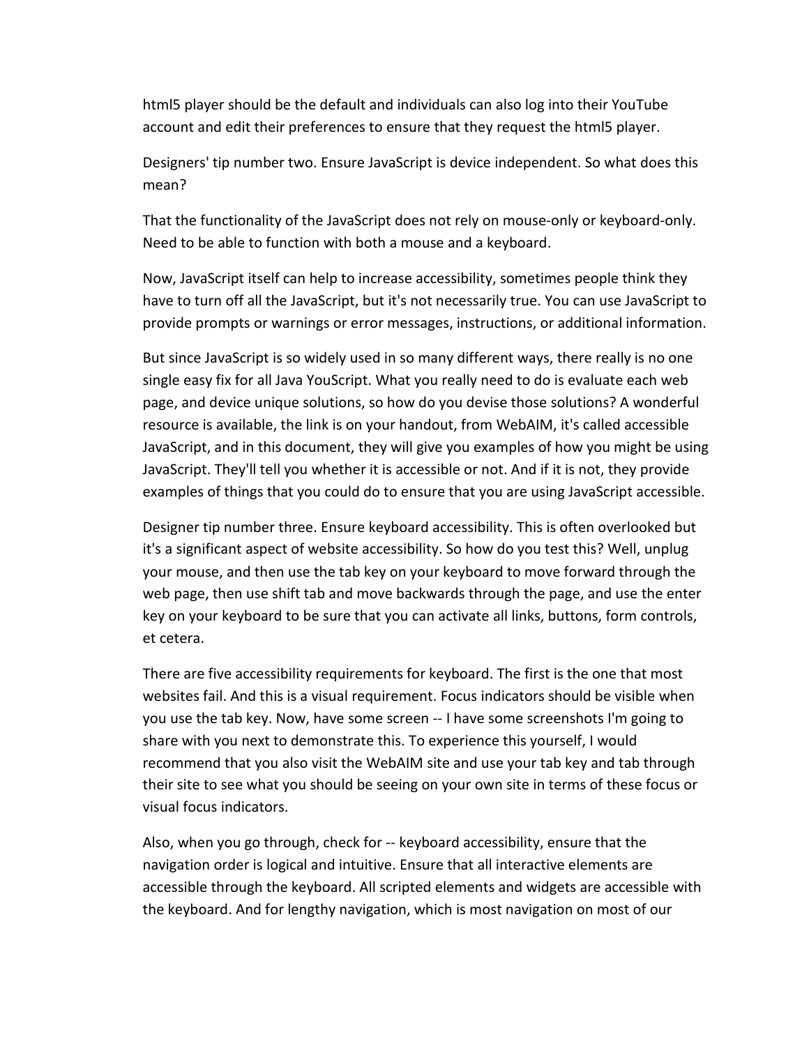html5 player should be the default and individuals can also log into their YouTube account and edit their preferences to ensure that they request the html5 player.

Designers' tip number two. Ensure JavaScript is device independent. So what does this mean?

That the functionality of the JavaScript does not rely on mouse-only or keyboard-only. Need to be able to function with both a mouse and a keyboard.

Now, JavaScript itself can help to increase accessibility, sometimes people think they have to turn off all the JavaScript, but it's not necessarily true. You can use JavaScript to provide prompts or warnings or error messages, instructions, or additional information.

But since JavaScript is so widely used in so many different ways, there really is no one single easy fix for all Java YouScript. What you really need to do is evaluate each web page, and device unique solutions, so how do you devise those solutions? A wonderful resource is available, the link is on your handout, from WebAIM, it's called accessible JavaScript, and in this document, they will give you examples of how you might be using JavaScript. They'll tell you whether it is accessible or not. And if it is not, they provide examples of things that you could do to ensure that you are using JavaScript accessible.

Designer tip number three. Ensure keyboard accessibility. This is often overlooked but it's a significant aspect of website accessibility. So how do you test this? Well, unplug your mouse, and then use the tab key on your keyboard to move forward through the web page, then use shift tab and move backwards through the page, and use the enter key on your keyboard to be sure that you can activate all links, buttons, form controls, et cetera.

There are five accessibility requirements for keyboard. The first is the one that most websites fail. And this is a visual requirement. Focus indicators should be visible when you use the tab key. Now, have some screen -- I have some screenshots I'm going to share with you next to demonstrate this. To experience this yourself, I would recommend that you also visit the WebAIM site and use your tab key and tab through their site to see what you should be seeing on your own site in terms of these focus or visual focus indicators.

Also, when you go through, check for -- keyboard accessibility, ensure that the navigation order is logical and intuitive. Ensure that all interactive elements are accessible through the keyboard. All scripted elements and widgets are accessible with the keyboard. And for lengthy navigation, which is most navigation on most of our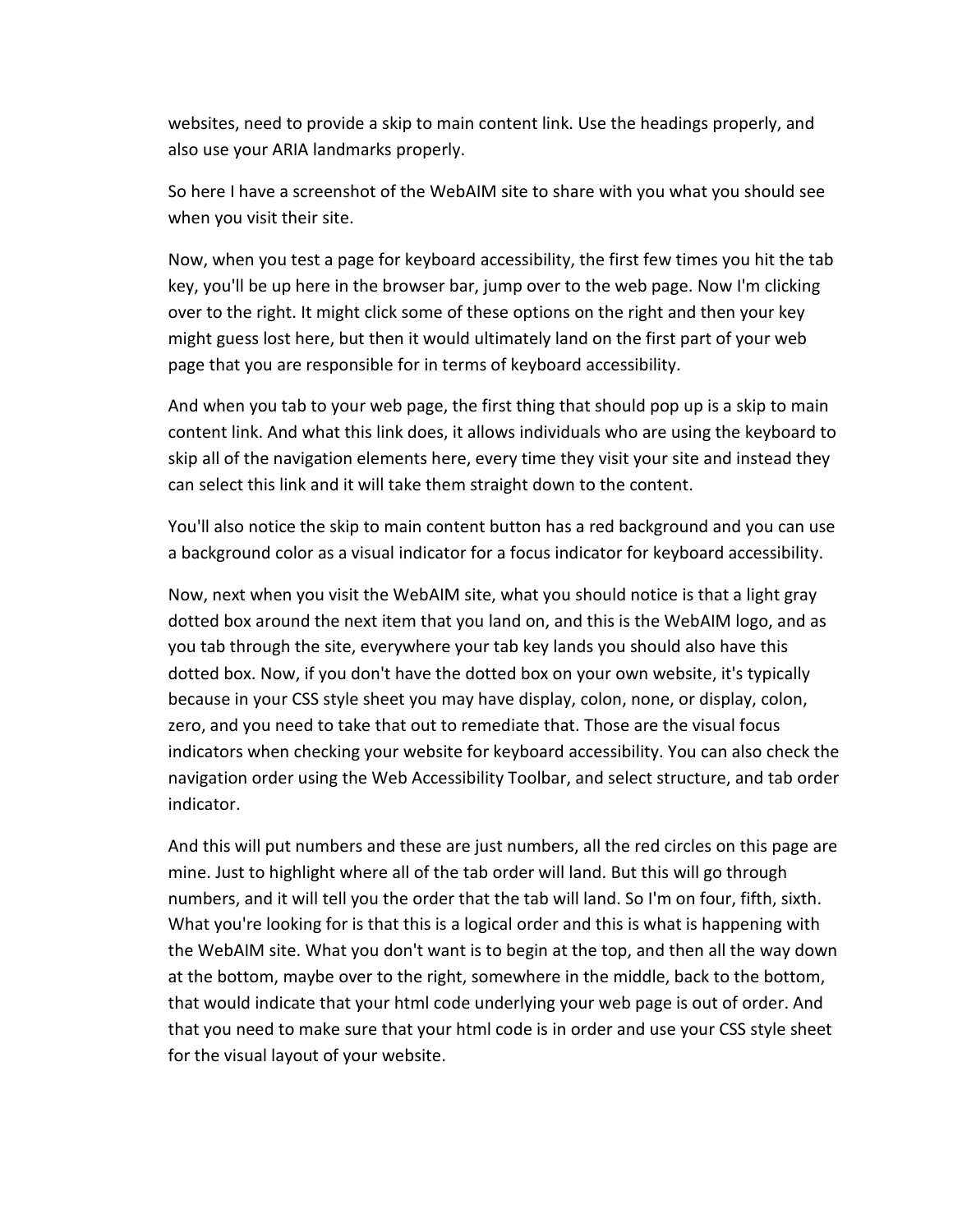websites, need to provide a skip to main content link. Use the headings properly, and also use your ARIA landmarks properly.

So here I have a screenshot of the WebAIM site to share with you what you should see when you visit their site.

Now, when you test a page for keyboard accessibility, the first few times you hit the tab key, you'll be up here in the browser bar, jump over to the web page. Now I'm clicking over to the right. It might click some of these options on the right and then your key might guess lost here, but then it would ultimately land on the first part of your web page that you are responsible for in terms of keyboard accessibility.

And when you tab to your web page, the first thing that should pop up is a skip to main content link. And what this link does, it allows individuals who are using the keyboard to skip all of the navigation elements here, every time they visit your site and instead they can select this link and it will take them straight down to the content.

You'll also notice the skip to main content button has a red background and you can use a background color as a visual indicator for a focus indicator for keyboard accessibility.

Now, next when you visit the WebAIM site, what you should notice is that a light gray dotted box around the next item that you land on, and this is the WebAIM logo, and as you tab through the site, everywhere your tab key lands you should also have this dotted box. Now, if you don't have the dotted box on your own website, it's typically because in your CSS style sheet you may have display, colon, none, or display, colon, zero, and you need to take that out to remediate that. Those are the visual focus indicators when checking your website for keyboard accessibility. You can also check the navigation order using the Web Accessibility Toolbar, and select structure, and tab order indicator.

And this will put numbers and these are just numbers, all the red circles on this page are mine. Just to highlight where all of the tab order will land. But this will go through numbers, and it will tell you the order that the tab will land. So I'm on four, fifth, sixth. What you're looking for is that this is a logical order and this is what is happening with the WebAIM site. What you don't want is to begin at the top, and then all the way down at the bottom, maybe over to the right, somewhere in the middle, back to the bottom, that would indicate that your html code underlying your web page is out of order. And that you need to make sure that your html code is in order and use your CSS style sheet for the visual layout of your website.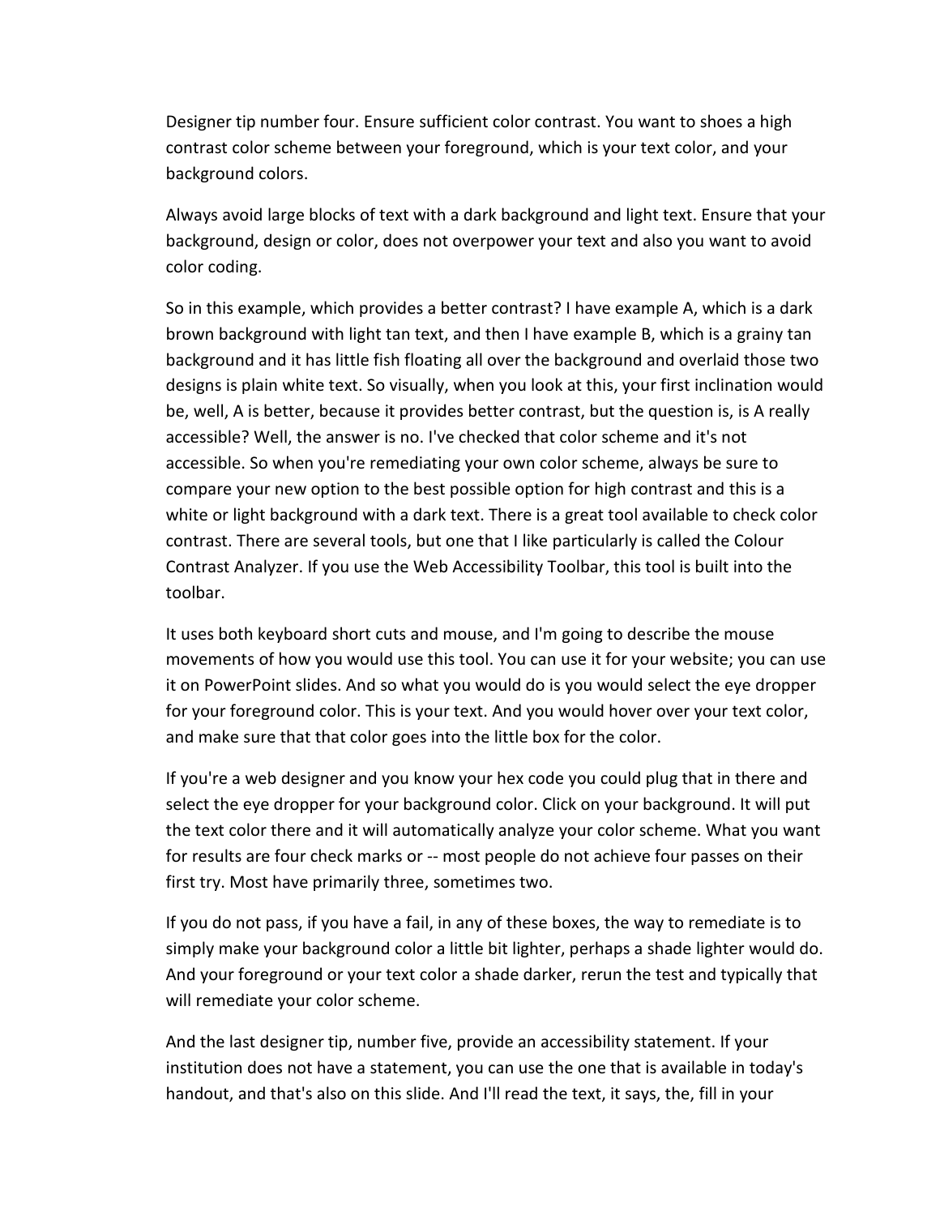Designer tip number four. Ensure sufficient color contrast. You want to shoes a high contrast color scheme between your foreground, which is your text color, and your background colors.

Always avoid large blocks of text with a dark background and light text. Ensure that your background, design or color, does not overpower your text and also you want to avoid color coding.

So in this example, which provides a better contrast? I have example A, which is a dark brown background with light tan text, and then I have example B, which is a grainy tan background and it has little fish floating all over the background and overlaid those two designs is plain white text. So visually, when you look at this, your first inclination would be, well, A is better, because it provides better contrast, but the question is, is A really accessible? Well, the answer is no. I've checked that color scheme and it's not accessible. So when you're remediating your own color scheme, always be sure to compare your new option to the best possible option for high contrast and this is a white or light background with a dark text. There is a great tool available to check color contrast. There are several tools, but one that I like particularly is called the Colour Contrast Analyzer. If you use the Web Accessibility Toolbar, this tool is built into the toolbar.

It uses both keyboard short cuts and mouse, and I'm going to describe the mouse movements of how you would use this tool. You can use it for your website; you can use it on PowerPoint slides. And so what you would do is you would select the eye dropper for your foreground color. This is your text. And you would hover over your text color, and make sure that that color goes into the little box for the color.

If you're a web designer and you know your hex code you could plug that in there and select the eye dropper for your background color. Click on your background. It will put the text color there and it will automatically analyze your color scheme. What you want for results are four check marks or -- most people do not achieve four passes on their first try. Most have primarily three, sometimes two.

If you do not pass, if you have a fail, in any of these boxes, the way to remediate is to simply make your background color a little bit lighter, perhaps a shade lighter would do. And your foreground or your text color a shade darker, rerun the test and typically that will remediate your color scheme.

And the last designer tip, number five, provide an accessibility statement. If your institution does not have a statement, you can use the one that is available in today's handout, and that's also on this slide. And I'll read the text, it says, the, fill in your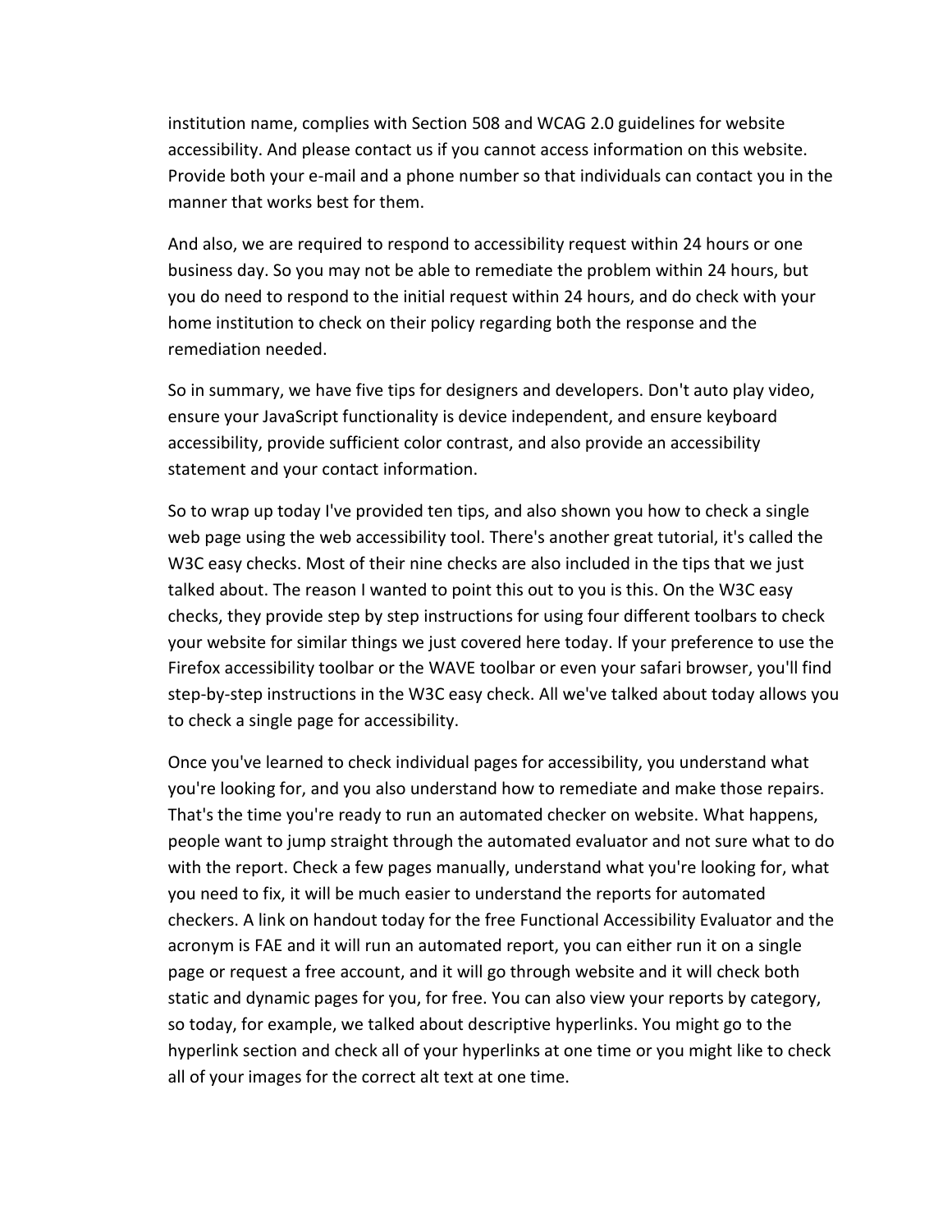institution name, complies with Section 508 and WCAG 2.0 guidelines for website accessibility. And please contact us if you cannot access information on this website. Provide both your e-mail and a phone number so that individuals can contact you in the manner that works best for them.

And also, we are required to respond to accessibility request within 24 hours or one business day. So you may not be able to remediate the problem within 24 hours, but you do need to respond to the initial request within 24 hours, and do check with your home institution to check on their policy regarding both the response and the remediation needed.

So in summary, we have five tips for designers and developers. Don't auto play video, ensure your JavaScript functionality is device independent, and ensure keyboard accessibility, provide sufficient color contrast, and also provide an accessibility statement and your contact information.

So to wrap up today I've provided ten tips, and also shown you how to check a single web page using the web accessibility tool. There's another great tutorial, it's called the W3C easy checks. Most of their nine checks are also included in the tips that we just talked about. The reason I wanted to point this out to you is this. On the W3C easy checks, they provide step by step instructions for using four different toolbars to check your website for similar things we just covered here today. If your preference to use the Firefox accessibility toolbar or the WAVE toolbar or even your safari browser, you'll find step-by-step instructions in the W3C easy check. All we've talked about today allows you to check a single page for accessibility.

Once you've learned to check individual pages for accessibility, you understand what you're looking for, and you also understand how to remediate and make those repairs. That's the time you're ready to run an automated checker on website. What happens, people want to jump straight through the automated evaluator and not sure what to do with the report. Check a few pages manually, understand what you're looking for, what you need to fix, it will be much easier to understand the reports for automated checkers. A link on handout today for the free Functional Accessibility Evaluator and the acronym is FAE and it will run an automated report, you can either run it on a single page or request a free account, and it will go through website and it will check both static and dynamic pages for you, for free. You can also view your reports by category, so today, for example, we talked about descriptive hyperlinks. You might go to the hyperlink section and check all of your hyperlinks at one time or you might like to check all of your images for the correct alt text at one time.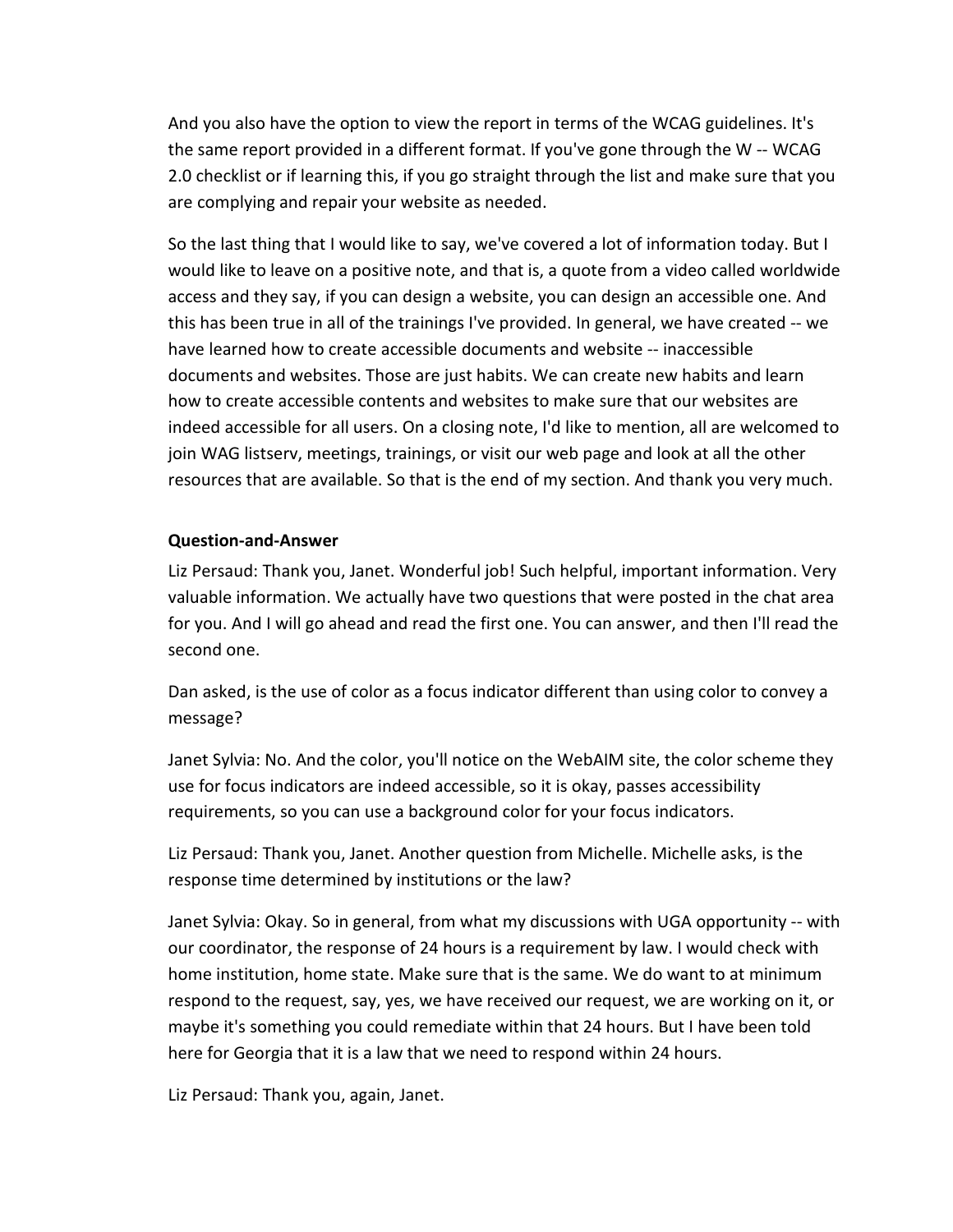And you also have the option to view the report in terms of the WCAG guidelines. It's the same report provided in a different format. If you've gone through the W -- WCAG 2.0 checklist or if learning this, if you go straight through the list and make sure that you are complying and repair your website as needed.

So the last thing that I would like to say, we've covered a lot of information today. But I would like to leave on a positive note, and that is, a quote from a video called worldwide access and they say, if you can design a website, you can design an accessible one. And this has been true in all of the trainings I've provided. In general, we have created -- we have learned how to create accessible documents and website -- inaccessible documents and websites. Those are just habits. We can create new habits and learn how to create accessible contents and websites to make sure that our websites are indeed accessible for all users. On a closing note, I'd like to mention, all are welcomed to join WAG listserv, meetings, trainings, or visit our web page and look at all the other resources that are available. So that is the end of my section. And thank you very much.

### Question-and-Answer

Liz Persaud: Thank you, Janet. Wonderful job! Such helpful, important information. Very valuable information. We actually have two questions that were posted in the chat area for you. And I will go ahead and read the first one. You can answer, and then I'll read the second one.

Dan asked, is the use of color as a focus indicator different than using color to convey a message?

Janet Sylvia: No. And the color, you'll notice on the WebAIM site, the color scheme they use for focus indicators are indeed accessible, so it is okay, passes accessibility requirements, so you can use a background color for your focus indicators.

Liz Persaud: Thank you, Janet. Another question from Michelle. Michelle asks, is the response time determined by institutions or the law?

Janet Sylvia: Okay. So in general, from what my discussions with UGA opportunity -- with our coordinator, the response of 24 hours is a requirement by law. I would check with home institution, home state. Make sure that is the same. We do want to at minimum respond to the request, say, yes, we have received our request, we are working on it, or maybe it's something you could remediate within that 24 hours. But I have been told here for Georgia that it is a law that we need to respond within 24 hours.

Liz Persaud: Thank you, again, Janet.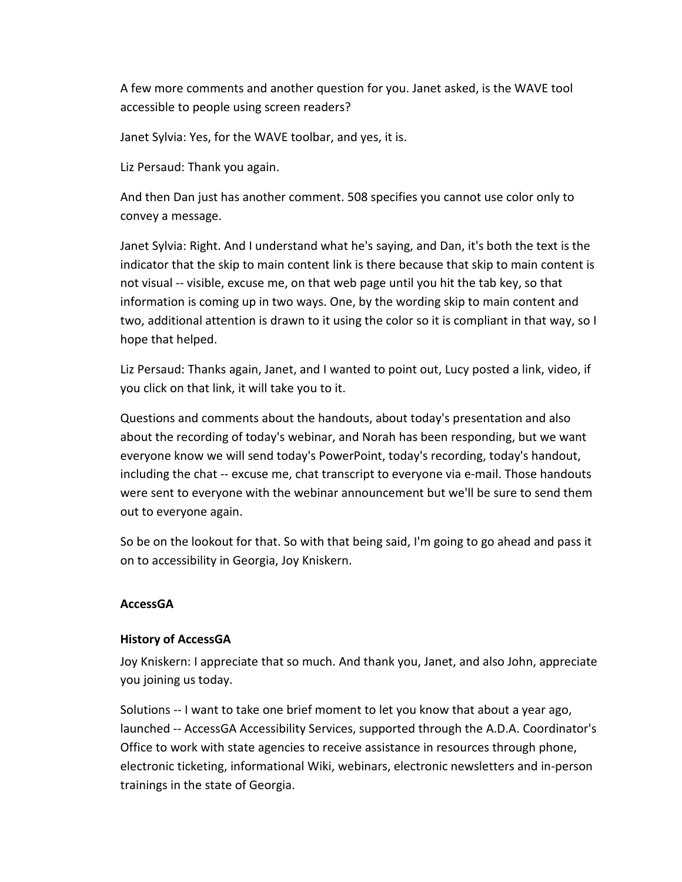A few more comments and another question for you. Janet asked, is the WAVE tool accessible to people using screen readers?

Janet Sylvia: Yes, for the WAVE toolbar, and yes, it is.

Liz Persaud: Thank you again.

And then Dan just has another comment. 508 specifies you cannot use color only to convey a message.

Janet Sylvia: Right. And I understand what he's saying, and Dan, it's both the text is the indicator that the skip to main content link is there because that skip to main content is not visual -- visible, excuse me, on that web page until you hit the tab key, so that information is coming up in two ways. One, by the wording skip to main content and two, additional attention is drawn to it using the color so it is compliant in that way, so I hope that helped.

Liz Persaud: Thanks again, Janet, and I wanted to point out, Lucy posted a link, video, if you click on that link, it will take you to it.

Questions and comments about the handouts, about today's presentation and also about the recording of today's webinar, and Norah has been responding, but we want everyone know we will send today's PowerPoint, today's recording, today's handout, including the chat -- excuse me, chat transcript to everyone via e-mail. Those handouts were sent to everyone with the webinar announcement but we'll be sure to send them out to everyone again.

So be on the lookout for that. So with that being said, I'm going to go ahead and pass it on to accessibility in Georgia, Joy Kniskern.

### AccessGA

#### History of AccessGA

Joy Kniskern: I appreciate that so much. And thank you, Janet, and also John, appreciate you joining us today.

Solutions -- I want to take one brief moment to let you know that about a year ago, launched -- AccessGA Accessibility Services, supported through the A.D.A. Coordinator's Office to work with state agencies to receive assistance in resources through phone, electronic ticketing, informational Wiki, webinars, electronic newsletters and in-person trainings in the state of Georgia.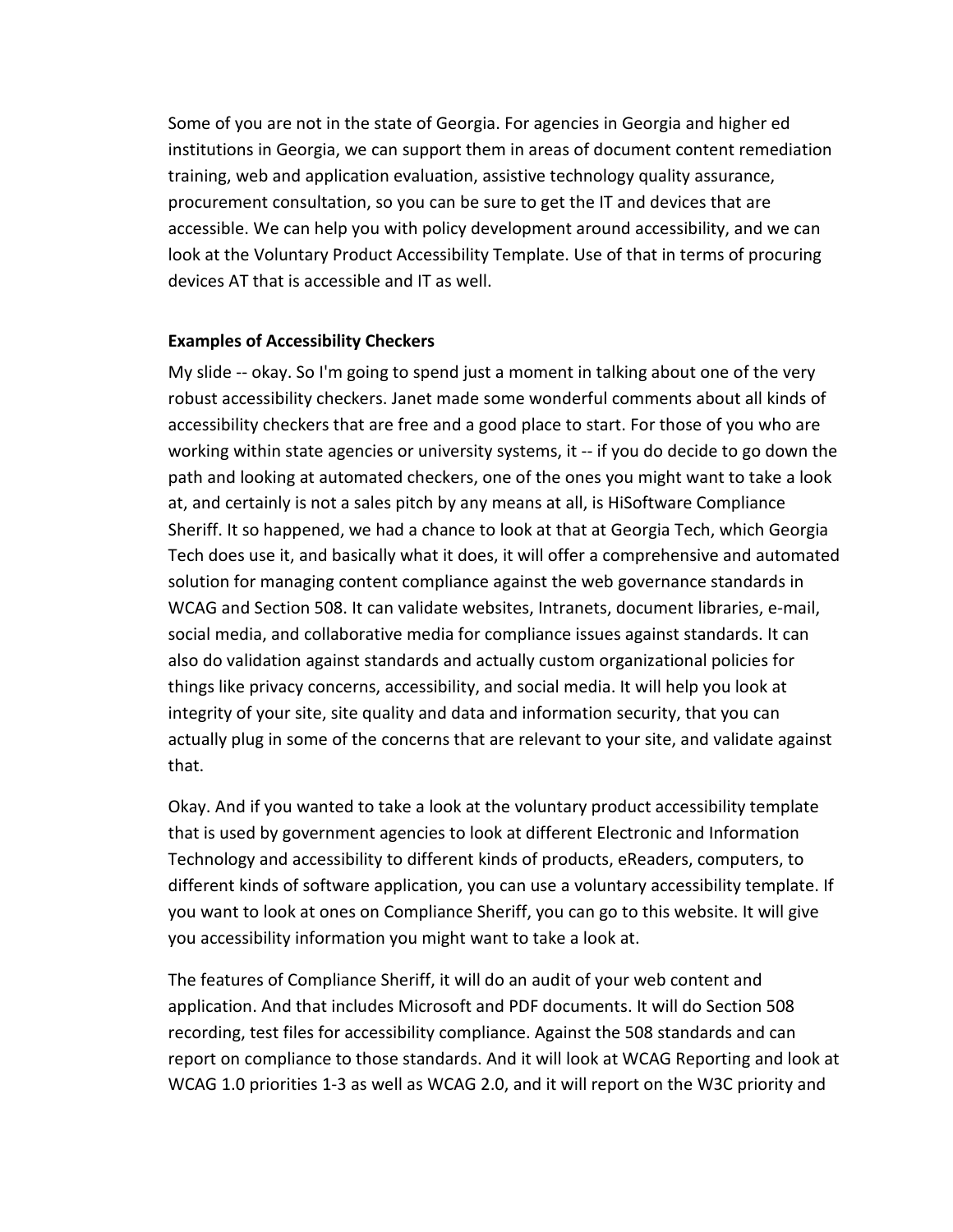Some of you are not in the state of Georgia. For agencies in Georgia and higher ed institutions in Georgia, we can support them in areas of document content remediation training, web and application evaluation, assistive technology quality assurance, procurement consultation, so you can be sure to get the IT and devices that are accessible. We can help you with policy development around accessibility, and we can look at the Voluntary Product Accessibility Template. Use of that in terms of procuring devices AT that is accessible and IT as well.

**Examples of Accessibility Checkers**

My slide -- okay. So I'm going to spend just a moment in talking about one of the very robust accessibility checkers. Janet made some wonderful comments about all kinds of accessibility checkers that are free and a good place to start. For those of you who are working within state agencies or university systems, it -- if you do decide to go down the path and looking at automated checkers, one of the ones you might want to take a look at, and certainly is not a sales pitch by any means at all, is HiSoftware Compliance Sheriff. It so happened, we had a chance to look at that at Georgia Tech, which Georgia Tech does use it, and basically what it does, it will offer a comprehensive and automated solution for managing content compliance against the web governance standards in WCAG and Section 508. It can validate websites, Intranets, document libraries, e-mail, social media, and collaborative media for compliance issues against standards. It can also do validation against standards and actually custom organizational policies for things like privacy concerns, accessibility, and social media. It will help you look at integrity of your site, site quality and data and information security, that you can actually plug in some of the concerns that are relevant to your site, and validate against that.

Okay. And if you wanted to take a look at the voluntary product accessibility template that is used by government agencies to look at different Electronic and Information Technology and accessibility to different kinds of products, eReaders, computers, to different kinds of software application, you can use a voluntary accessibility template. If you want to look at ones on Compliance Sheriff, you can go to this website. It will give you accessibility information you might want to take a look at.

The features of Compliance Sheriff, it will do an audit of your web content and application. And that includes Microsoft and PDF documents. It will do Section 508 recording, test files for accessibility compliance. Against the 508 standards and can report on compliance to those standards. And it will look at WCAG Reporting and look at WCAG 1.0 priorities 1-3 as well as WCAG 2.0, and it will report on the W3C priority and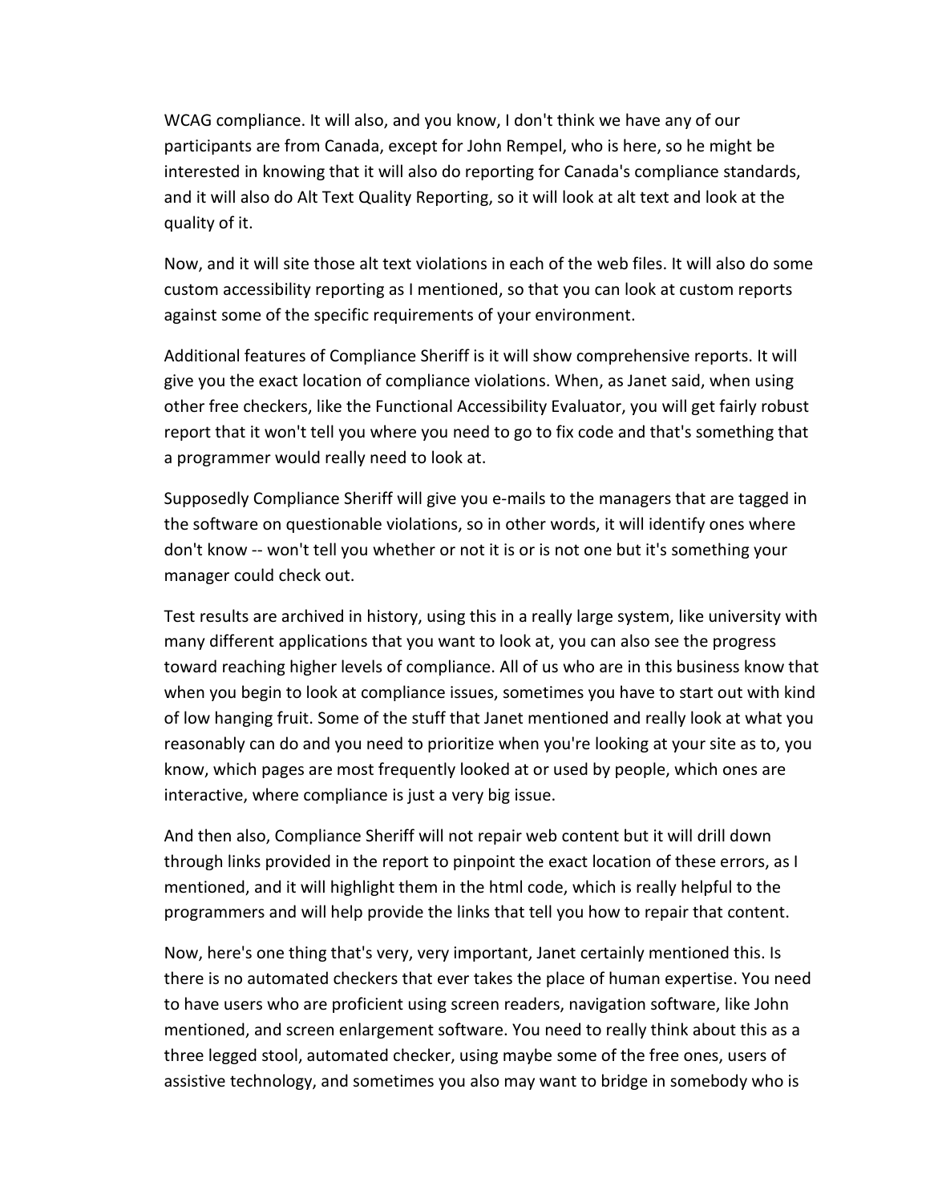WCAG compliance. It will also, and you know, I don't think we have any of our participants are from Canada, except for John Rempel, who is here, so he might be interested in knowing that it will also do reporting for Canada's compliance standards, and it will also do Alt Text Quality Reporting, so it will look at alt text and look at the quality of it.

Now, and it will site those alt text violations in each of the web files. It will also do some custom accessibility reporting as I mentioned, so that you can look at custom reports against some of the specific requirements of your environment.

Additional features of Compliance Sheriff is it will show comprehensive reports. It will give you the exact location of compliance violations. When, as Janet said, when using other free checkers, like the Functional Accessibility Evaluator, you will get fairly robust report that it won't tell you where you need to go to fix code and that's something that a programmer would really need to look at.

Supposedly Compliance Sheriff will give you e-mails to the managers that are tagged in the software on questionable violations, so in other words, it will identify ones where don't know -- won't tell you whether or not it is or is not one but it's something your manager could check out.

Test results are archived in history, using this in a really large system, like university with many different applications that you want to look at, you can also see the progress toward reaching higher levels of compliance. All of us who are in this business know that when you begin to look at compliance issues, sometimes you have to start out with kind of low hanging fruit. Some of the stuff that Janet mentioned and really look at what you reasonably can do and you need to prioritize when you're looking at your site as to, you know, which pages are most frequently looked at or used by people, which ones are interactive, where compliance is just a very big issue.

And then also, Compliance Sheriff will not repair web content but it will drill down through links provided in the report to pinpoint the exact location of these errors, as I mentioned, and it will highlight them in the html code, which is really helpful to the programmers and will help provide the links that tell you how to repair that content.

Now, here's one thing that's very, very important, Janet certainly mentioned this. Is there is no automated checkers that ever takes the place of human expertise. You need to have users who are proficient using screen readers, navigation software, like John mentioned, and screen enlargement software. You need to really think about this as a three legged stool, automated checker, using maybe some of the free ones, users of assistive technology, and sometimes you also may want to bridge in somebody who is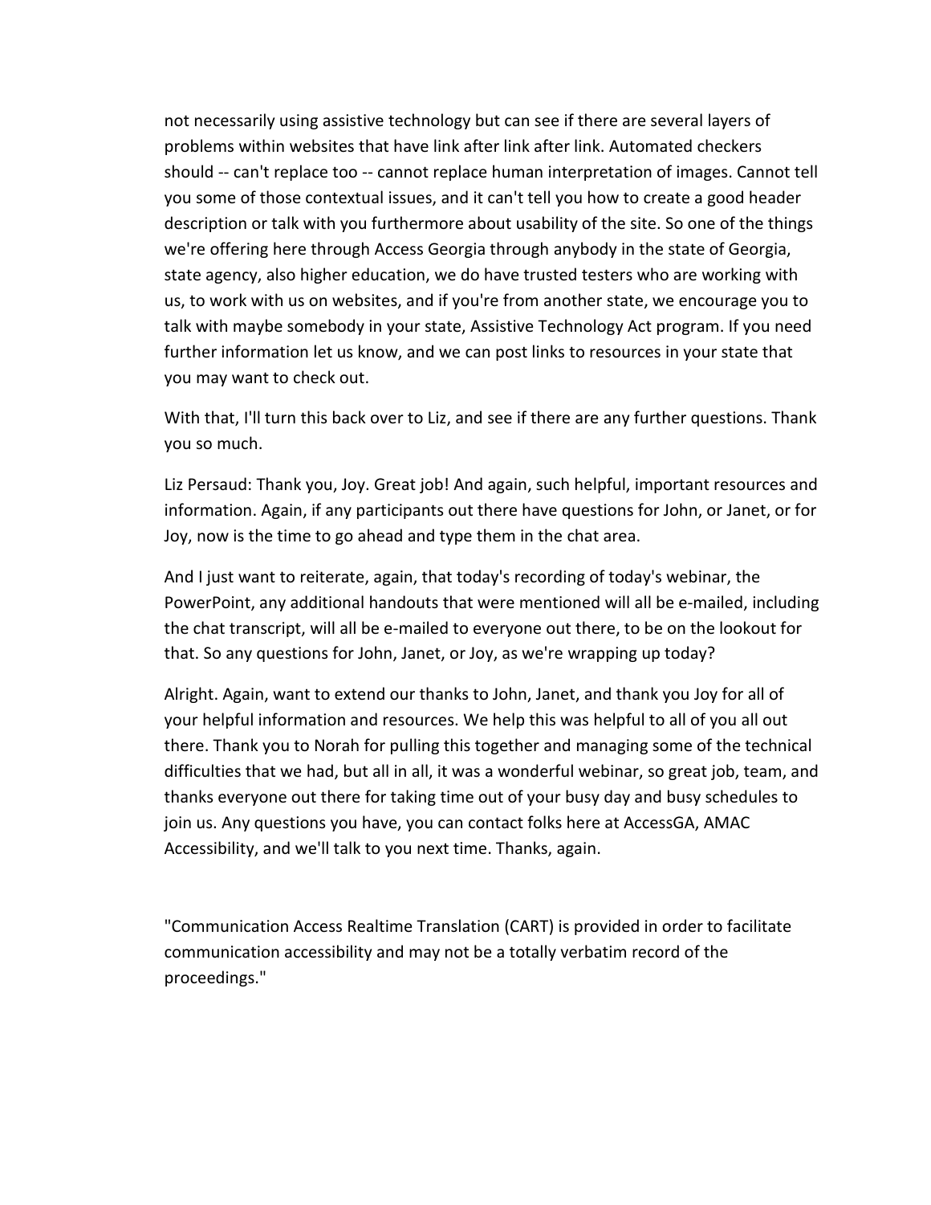not necessarily using assistive technology but can see if there are several layers of problems within websites that have link after link after link. Automated checkers should -- can't replace too -- cannot replace human interpretation of images. Cannot tell you some of those contextual issues, and it can't tell you how to create a good header description or talk with you furthermore about usability of the site. So one of the things we're offering here through Access Georgia through anybody in the state of Georgia, state agency, also higher education, we do have trusted testers who are working with us, to work with us on websites, and if you're from another state, we encourage you to talk with maybe somebody in your state, Assistive Technology Act program. If you need further information let us know, and we can post links to resources in your state that you may want to check out.

With that, I'll turn this back over to Liz, and see if there are any further questions. Thank you so much.

Liz Persaud: Thank you, Joy. Great job! And again, such helpful, important resources and information. Again, if any participants out there have questions for John, or Janet, or for Joy, now is the time to go ahead and type them in the chat area.

And I just want to reiterate, again, that today's recording of today's webinar, the PowerPoint, any additional handouts that were mentioned will all be e-mailed, including the chat transcript, will all be e-mailed to everyone out there, to be on the lookout for that. So any questions for John, Janet, or Joy, as we're wrapping up today?

Alright. Again, want to extend our thanks to John, Janet, and thank you Joy for all of your helpful information and resources. We help this was helpful to all of you all out there. Thank you to Norah for pulling this together and managing some of the technical difficulties that we had, but all in all, it was a wonderful webinar, so great job, team, and thanks everyone out there for taking time out of your busy day and busy schedules to join us. Any questions you have, you can contact folks here at AccessGA, AMAC Accessibility, and we'll talk to you next time. Thanks, again.

"Communication Access Realtime Translation (CART) is provided in order to facilitate communication accessibility and may not be a totally verbatim record of the proceedings."